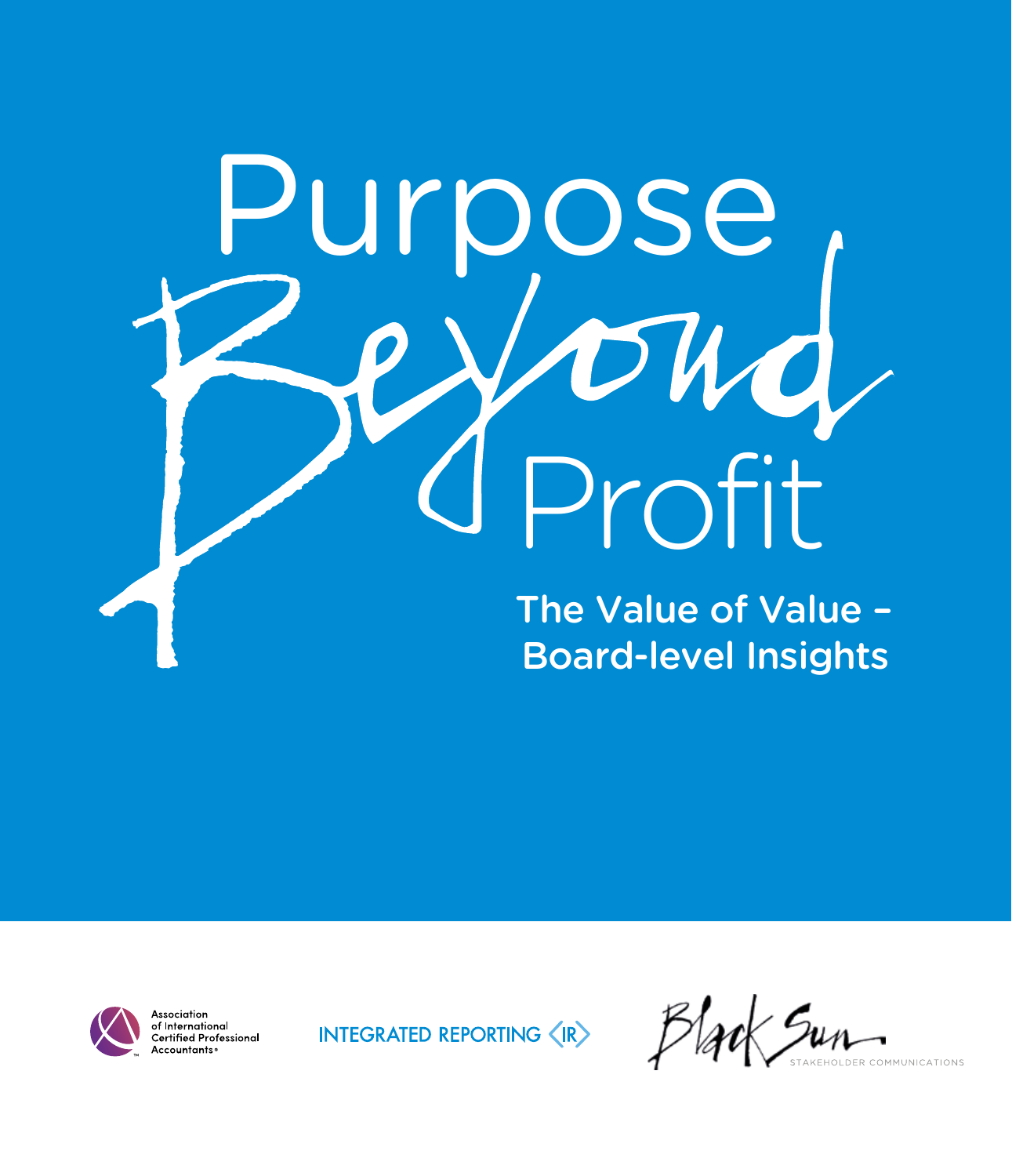# Purpose Beyond Profit

## The Value of Value – Board-level Insights

Association of International Certified Professional Accountants

INTEGRATED REPORTING <IR>

Black Sun STAKEHOLDER COMMUNICATIONS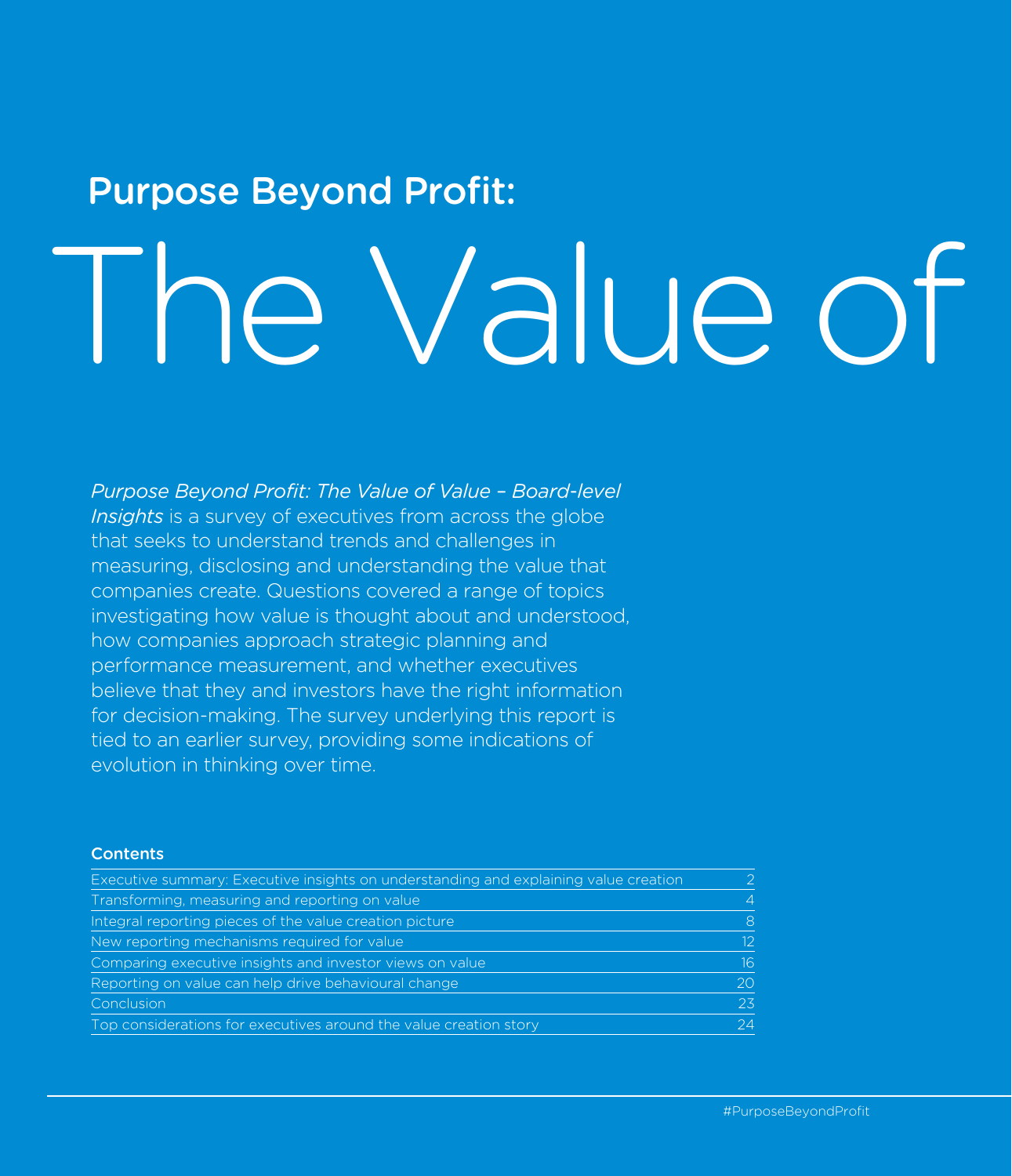# Purpose Beyond Profit:

# The Value of

*Purpose Beyond Profit: The Value of Value – Board-level Insights* is a survey of executives from across the globe that seeks to understand trends and challenges in measuring, disclosing and understanding the value that companies create. Questions covered a range of topics investigating how value is thought about and understood, how companies approach strategic planning and performance measurement, and whether executives believe that they and investors have the right information for decision-making. The survey underlying this report is tied to an earlier survey, providing some indications of evolution in thinking over time.

## Contents

| | |
|---|---|
| Executive summary: Executive insights on understanding and explaining value creation | 2 |
| Transforming, measuring and reporting on value | 4 |
| Integral reporting pieces of the value creation picture | 8 |
| New reporting mechanisms required for value | 12 |
| Comparing executive insights and investor views on value | 16 |
| Reporting on value can help drive behavioural change | 20 |
| Conclusion | 23 |
| Top considerations for executives around the value creation story | 24 |

#PurposeBeyondProfit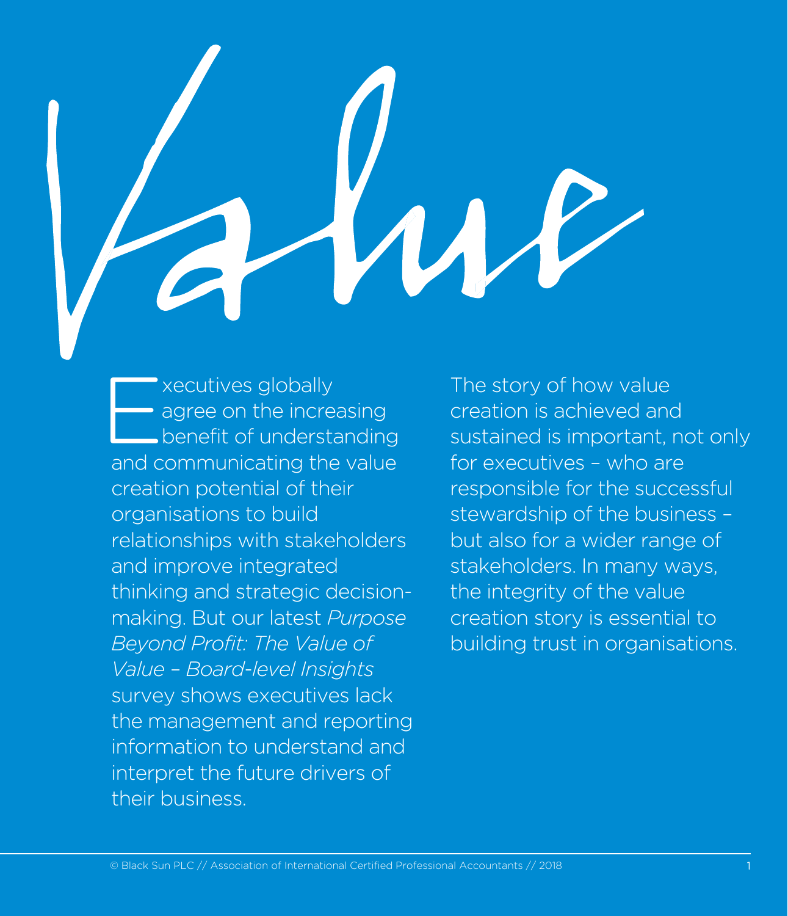# Value

Executives globally agree on the increasing benefit of understanding and communicating the value creation potential of their organisations to build relationships with stakeholders and improve integrated thinking and strategic decision-making. But our latest *Purpose Beyond Profit: The Value of Value – Board-level Insights* survey shows executives lack the management and reporting information to understand and interpret the future drivers of their business.

The story of how value creation is achieved and sustained is important, not only for executives – who are responsible for the successful stewardship of the business – but also for a wider range of stakeholders. In many ways, the integrity of the value creation story is essential to building trust in organisations.

© Black Sun PLC // Association of International Certified Professional Accountants // 2018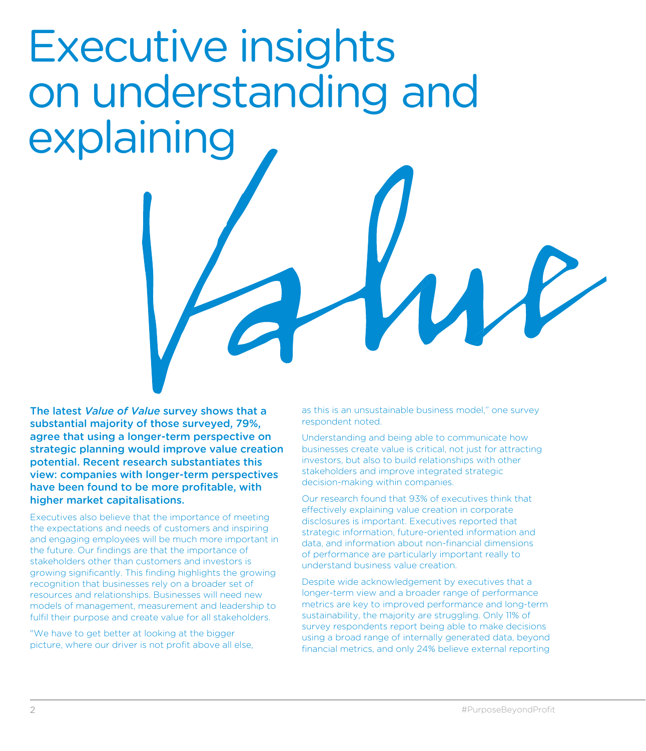# Executive insights on understanding and explaining Value

**The latest *Value of Value* survey shows that a substantial majority of those surveyed, 79%, agree that using a longer-term perspective on strategic planning would improve value creation potential. Recent research substantiates this view: companies with longer-term perspectives have been found to be more profitable, with higher market capitalisations.**

Executives also believe that the importance of meeting the expectations and needs of customers and inspiring and engaging employees will be much more important in the future. Our findings are that the importance of stakeholders other than customers and investors is growing significantly. This finding highlights the growing recognition that businesses rely on a broader set of resources and relationships. Businesses will need new models of management, measurement and leadership to fulfil their purpose and create value for all stakeholders.

"We have to get better at looking at the bigger picture, where our driver is not profit above all else, as this is an unsustainable business model," one survey respondent noted.

Understanding and being able to communicate how businesses create value is critical, not just for attracting investors, but also to build relationships with other stakeholders and improve integrated strategic decision-making within companies.

Our research found that 93% of executives think that effectively explaining value creation in corporate disclosures is important. Executives reported that strategic information, future-oriented information and data, and information about non-financial dimensions of performance are particularly important really to understand business value creation.

Despite wide acknowledgement by executives that a longer-term view and a broader range of performance metrics are key to improved performance and long-term sustainability, the majority are struggling. Only 11% of survey respondents report being able to make decisions using a broad range of internally generated data, beyond financial metrics, and only 24% believe external reporting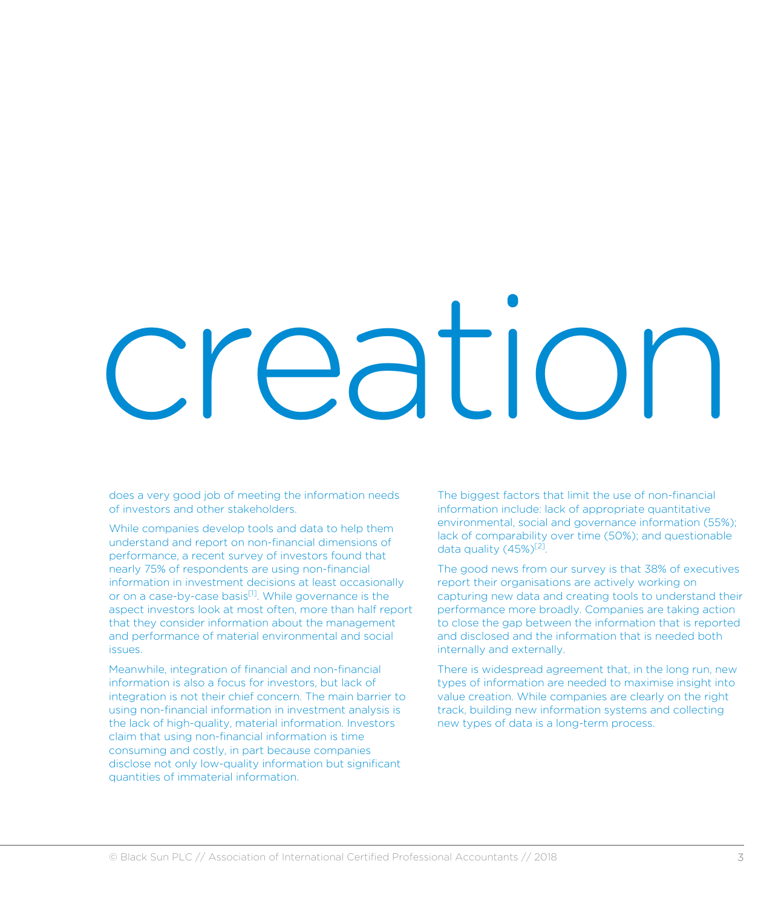# creation

does a very good job of meeting the information needs of investors and other stakeholders.

While companies develop tools and data to help them understand and report on non-financial dimensions of performance, a recent survey of investors found that nearly 75% of respondents are using non-financial information in investment decisions at least occasionally or on a case-by-case basis[1]. While governance is the aspect investors look at most often, more than half report that they consider information about the management and performance of material environmental and social issues.

Meanwhile, integration of financial and non-financial information is also a focus for investors, but lack of integration is not their chief concern. The main barrier to using non-financial information in investment analysis is the lack of high-quality, material information. Investors claim that using non-financial information is time consuming and costly, in part because companies disclose not only low-quality information but significant quantities of immaterial information.

The biggest factors that limit the use of non-financial information include: lack of appropriate quantitative environmental, social and governance information (55%); lack of comparability over time (50%); and questionable data quality (45%)[2].

The good news from our survey is that 38% of executives report their organisations are actively working on capturing new data and creating tools to understand their performance more broadly. Companies are taking action to close the gap between the information that is reported and disclosed and the information that is needed both internally and externally.

There is widespread agreement that, in the long run, new types of information are needed to maximise insight into value creation. While companies are clearly on the right track, building new information systems and collecting new types of data is a long-term process.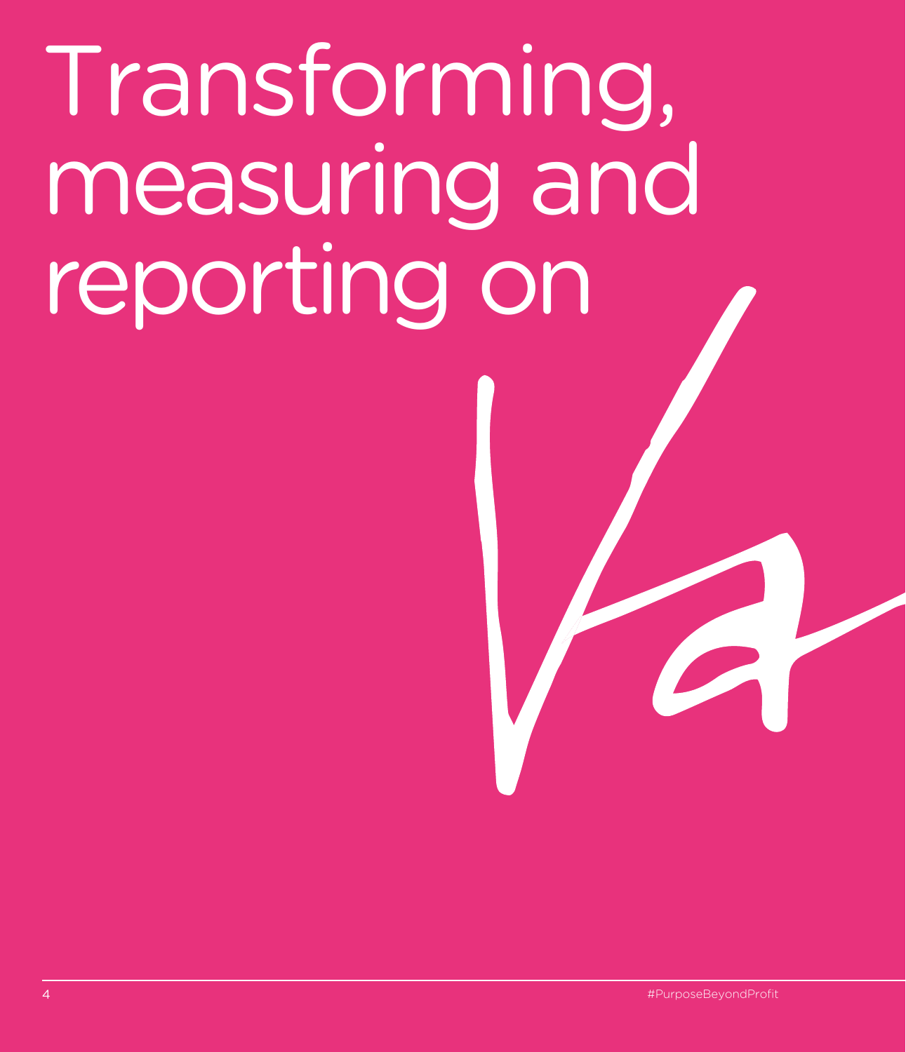# Transforming, measuring and reporting on

Va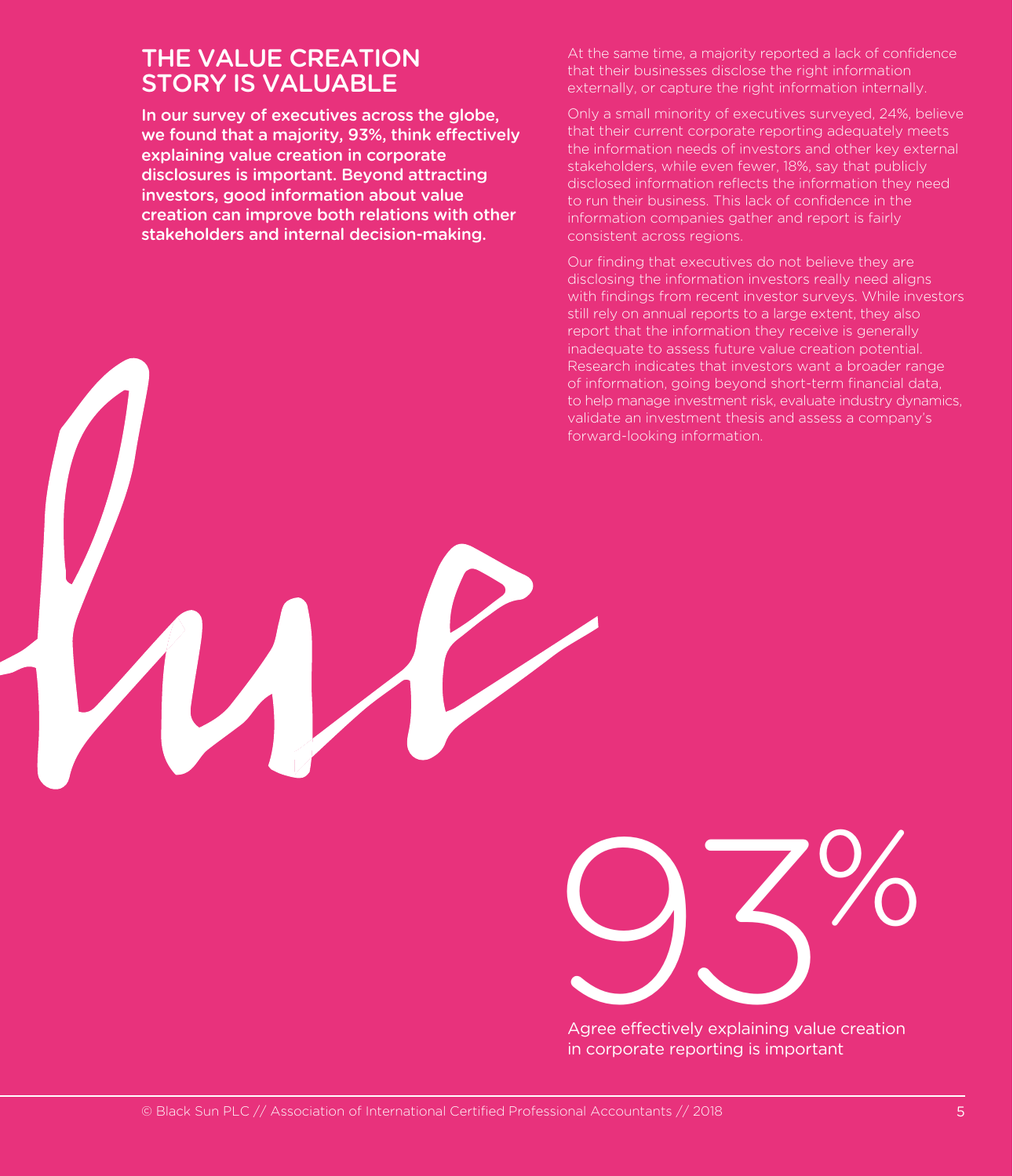## THE VALUE CREATION STORY IS VALUABLE

**In our survey of executives across the globe, we found that a majority, 93%, think effectively explaining value creation in corporate disclosures is important. Beyond attracting investors, good information about value creation can improve both relations with other stakeholders and internal decision-making.**

At the same time, a majority reported a lack of confidence that their businesses disclose the right information externally, or capture the right information internally.

Only a small minority of executives surveyed, 24%, believe that their current corporate reporting adequately meets the information needs of investors and other key external stakeholders, while even fewer, 18%, say that publicly disclosed information reflects the information they need to run their business. This lack of confidence in the information companies gather and report is fairly consistent across regions.

Our finding that executives do not believe they are disclosing the information investors really need aligns with findings from recent investor surveys. While investors still rely on annual reports to a large extent, they also report that the information they receive is generally inadequate to assess future value creation potential. Research indicates that investors want a broader range of information, going beyond short-term financial data, to help manage investment risk, evaluate industry dynamics, validate an investment thesis and assess a company's forward-looking information.

93%

Agree effectively explaining value creation in corporate reporting is important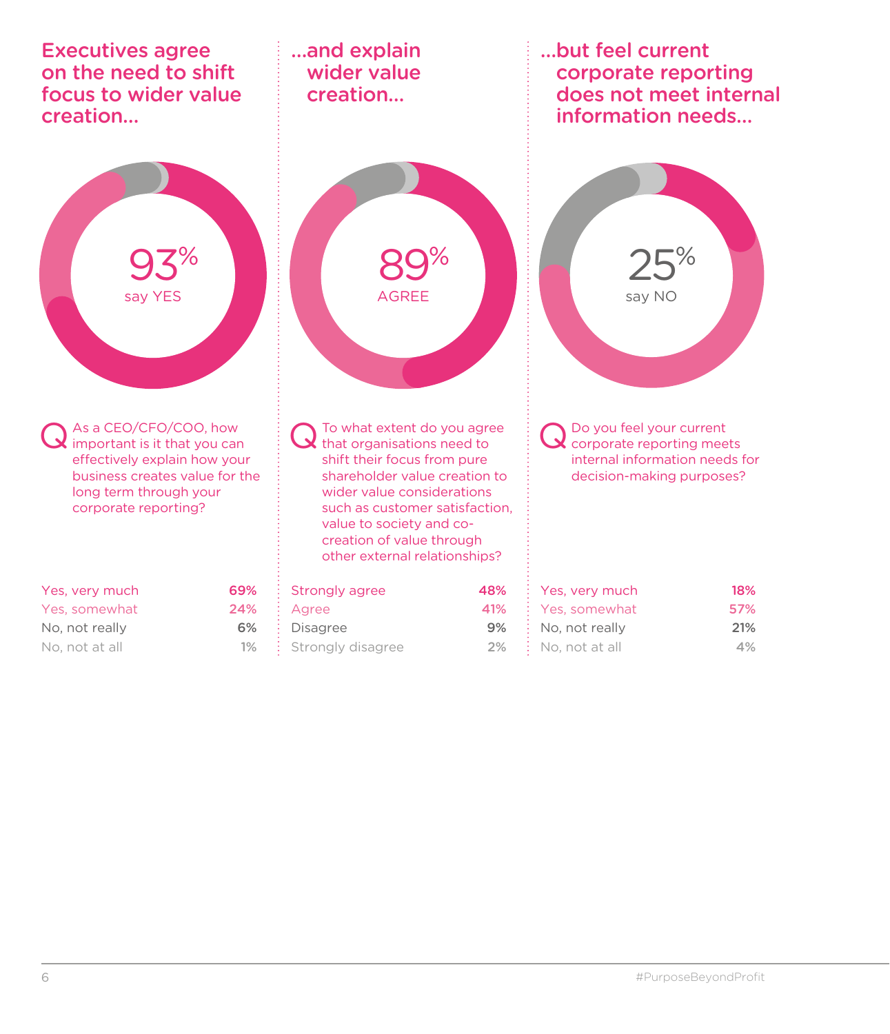## Executives agree on the need to shift focus to wider value creation...

93% say YES

**Q** As a CEO/CFO/COO, how important is it that you can effectively explain how your business creates value for the long term through your corporate reporting?

| | |
|---|---|
| Yes, very much | 69% |
| Yes, somewhat | 24% |
| No, not really | 6% |
| No, not at all | 1% |

## ...and explain wider value creation...

89% AGREE

**Q** To what extent do you agree that organisations need to shift their focus from pure shareholder value creation to wider value considerations such as customer satisfaction, value to society and co-creation of value through other external relationships?

| | |
|---|---|
| Strongly agree | 48% |
| Agree | 41% |
| Disagree | 9% |
| Strongly disagree | 2% |

## ...but feel current corporate reporting does not meet internal information needs...

25% say NO

**Q** Do you feel your current corporate reporting meets internal information needs for decision-making purposes?

| | |
|---|---|
| Yes, very much | 18% |
| Yes, somewhat | 57% |
| No, not really | 21% |
| No, not at all | 4% |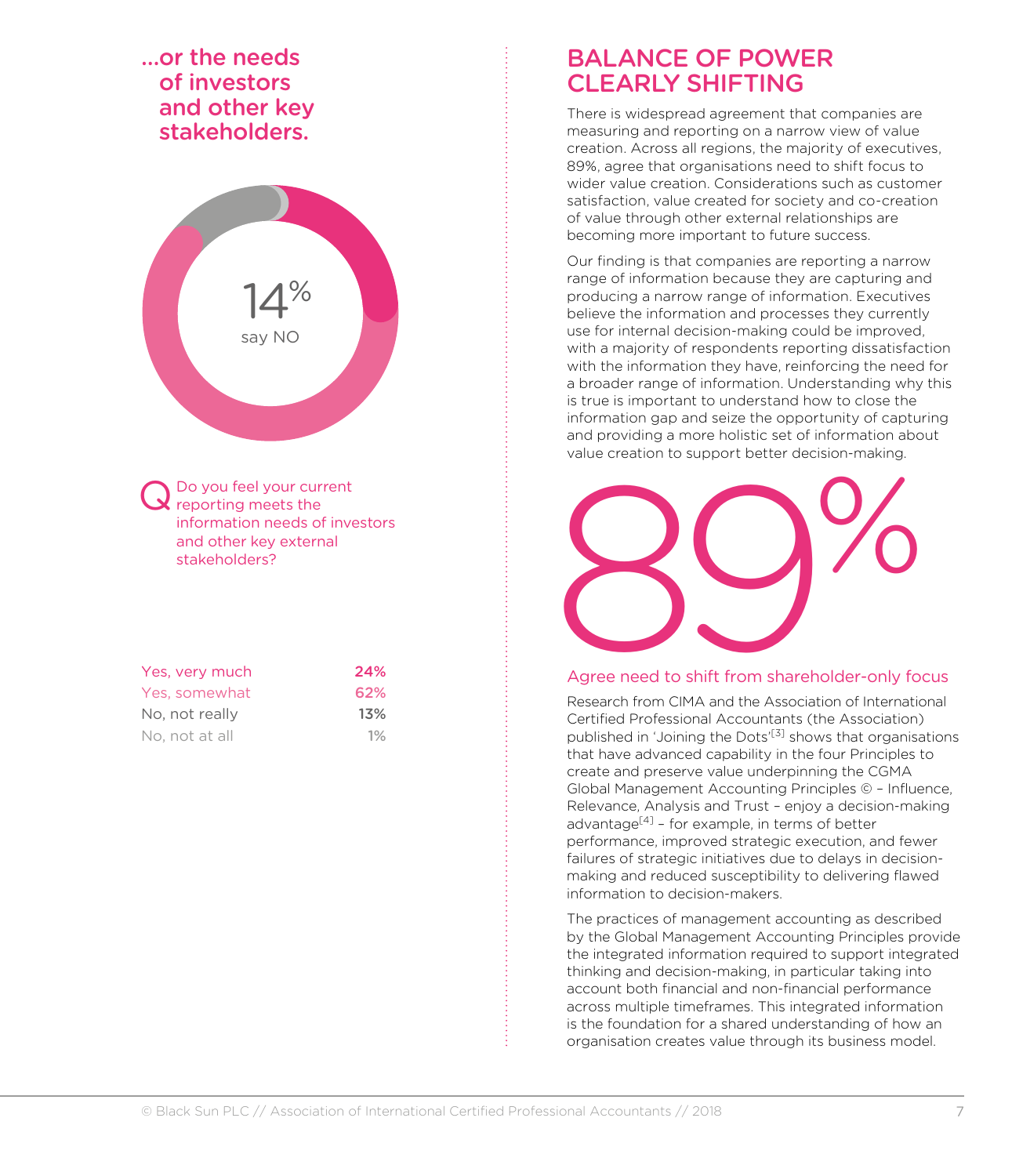## …or the needs of investors and other key stakeholders.

14%
say NO

Q Do you feel your current reporting meets the information needs of investors and other key external stakeholders?

| | |
|---|---|
| Yes, very much | 24% |
| Yes, somewhat | 62% |
| No, not really | 13% |
| No, not at all | 1% |

## BALANCE OF POWER CLEARLY SHIFTING

There is widespread agreement that companies are measuring and reporting on a narrow view of value creation. Across all regions, the majority of executives, 89%, agree that organisations need to shift focus to wider value creation. Considerations such as customer satisfaction, value created for society and co-creation of value through other external relationships are becoming more important to future success.

Our finding is that companies are reporting a narrow range of information because they are capturing and producing a narrow range of information. Executives believe the information and processes they currently use for internal decision-making could be improved, with a majority of respondents reporting dissatisfaction with the information they have, reinforcing the need for a broader range of information. Understanding why this is true is important to understand how to close the information gap and seize the opportunity of capturing and providing a more holistic set of information about value creation to support better decision-making.

89%

Agree need to shift from shareholder-only focus

Research from CIMA and the Association of International Certified Professional Accountants (the Association) published in 'Joining the Dots'[3] shows that organisations that have advanced capability in the four Principles to create and preserve value underpinning the CGMA Global Management Accounting Principles © – Influence, Relevance, Analysis and Trust – enjoy a decision-making advantage[4] – for example, in terms of better performance, improved strategic execution, and fewer failures of strategic initiatives due to delays in decision-making and reduced susceptibility to delivering flawed information to decision-makers.

The practices of management accounting as described by the Global Management Accounting Principles provide the integrated information required to support integrated thinking and decision-making, in particular taking into account both financial and non-financial performance across multiple timeframes. This integrated information is the foundation for a shared understanding of how an organisation creates value through its business model.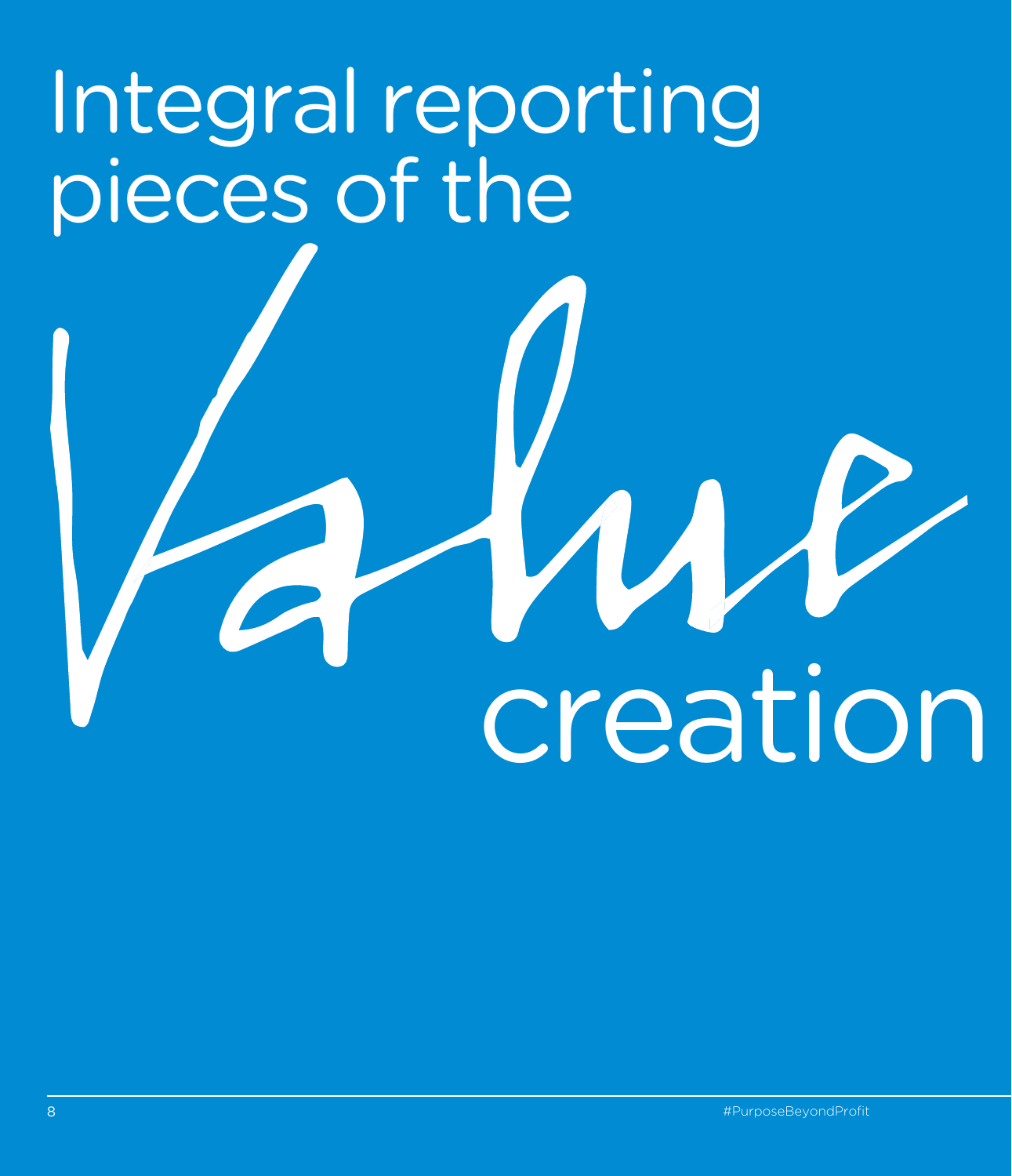# Integral reporting pieces of the Value creation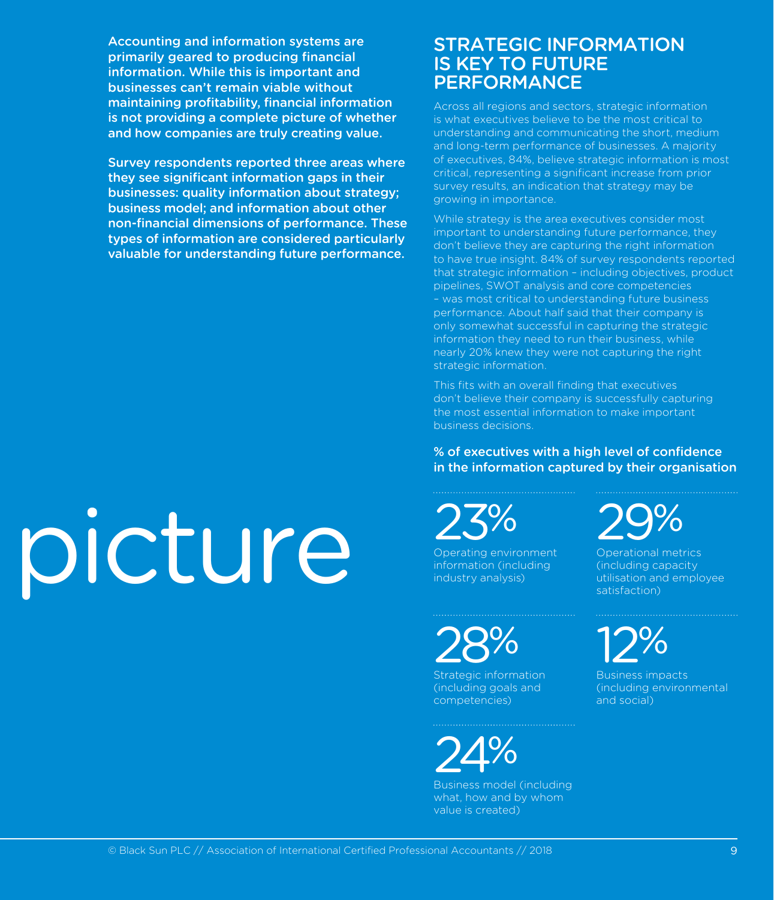**Accounting and information systems are primarily geared to producing financial information. While this is important and businesses can't remain viable without maintaining profitability, financial information is not providing a complete picture of whether and how companies are truly creating value.**

**Survey respondents reported three areas where they see significant information gaps in their businesses: quality information about strategy; business model; and information about other non-financial dimensions of performance. These types of information are considered particularly valuable for understanding future performance.**

picture

## STRATEGIC INFORMATION IS KEY TO FUTURE PERFORMANCE

Across all regions and sectors, strategic information is what executives believe to be the most critical to understanding and communicating the short, medium and long-term performance of businesses. A majority of executives, 84%, believe strategic information is most critical, representing a significant increase from prior survey results, an indication that strategy may be growing in importance.

While strategy is the area executives consider most important to understanding future performance, they don't believe they are capturing the right information to have true insight. 84% of survey respondents reported that strategic information – including objectives, product pipelines, SWOT analysis and core competencies – was most critical to understanding future business performance. About half said that their company is only somewhat successful in capturing the strategic information they need to run their business, while nearly 20% knew they were not capturing the right strategic information.

This fits with an overall finding that executives don't believe their company is successfully capturing the most essential information to make important business decisions.

**% of executives with a high level of confidence in the information captured by their organisation**

23%
Operating environment information (including industry analysis)

29%
Operational metrics (including capacity utilisation and employee satisfaction)

28%
Strategic information (including goals and competencies)

12%
Business impacts (including environmental and social)

24%
Business model (including what, how and by whom value is created)

© Black Sun PLC // Association of International Certified Professional Accountants // 2018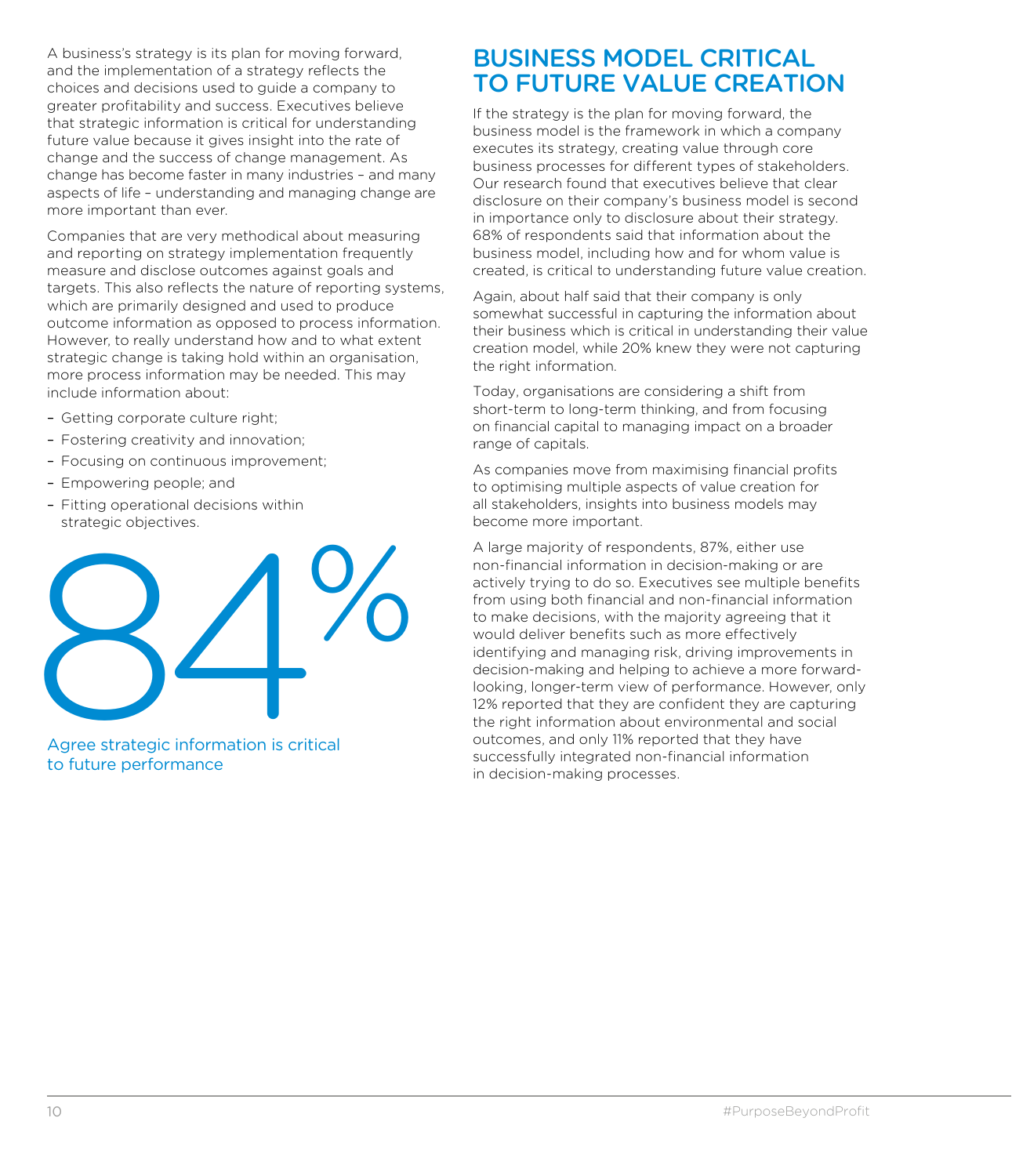A business's strategy is its plan for moving forward, and the implementation of a strategy reflects the choices and decisions used to guide a company to greater profitability and success. Executives believe that strategic information is critical for understanding future value because it gives insight into the rate of change and the success of change management. As change has become faster in many industries – and many aspects of life – understanding and managing change are more important than ever.

Companies that are very methodical about measuring and reporting on strategy implementation frequently measure and disclose outcomes against goals and targets. This also reflects the nature of reporting systems, which are primarily designed and used to produce outcome information as opposed to process information. However, to really understand how and to what extent strategic change is taking hold within an organisation, more process information may be needed. This may include information about:

- Getting corporate culture right;
- Fostering creativity and innovation;
- Focusing on continuous improvement;
- Empowering people; and
- Fitting operational decisions within strategic objectives.

**84%**

Agree strategic information is critical to future performance

## BUSINESS MODEL CRITICAL TO FUTURE VALUE CREATION

If the strategy is the plan for moving forward, the business model is the framework in which a company executes its strategy, creating value through core business processes for different types of stakeholders. Our research found that executives believe that clear disclosure on their company's business model is second in importance only to disclosure about their strategy. 68% of respondents said that information about the business model, including how and for whom value is created, is critical to understanding future value creation.

Again, about half said that their company is only somewhat successful in capturing the information about their business which is critical in understanding their value creation model, while 20% knew they were not capturing the right information.

Today, organisations are considering a shift from short-term to long-term thinking, and from focusing on financial capital to managing impact on a broader range of capitals.

As companies move from maximising financial profits to optimising multiple aspects of value creation for all stakeholders, insights into business models may become more important.

A large majority of respondents, 87%, either use non-financial information in decision-making or are actively trying to do so. Executives see multiple benefits from using both financial and non-financial information to make decisions, with the majority agreeing that it would deliver benefits such as more effectively identifying and managing risk, driving improvements in decision-making and helping to achieve a more forward-looking, longer-term view of performance. However, only 12% reported that they are confident they are capturing the right information about environmental and social outcomes, and only 11% reported that they have successfully integrated non-financial information in decision-making processes.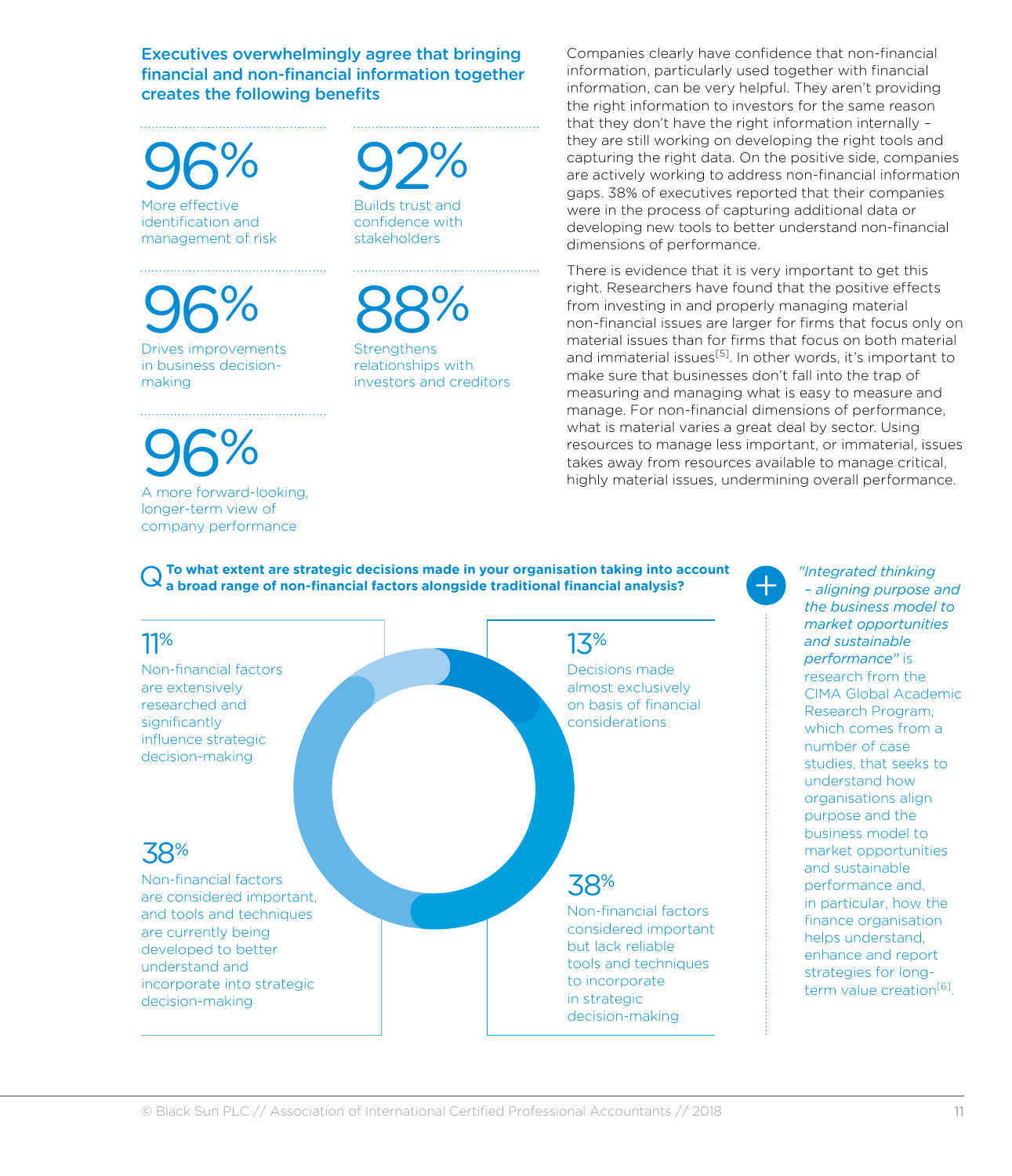### Executives overwhelmingly agree that bringing financial and non-financial information together creates the following benefits

**96%**
More effective identification and management of risk

**96%**
Drives improvements in business decision-making

**96%**
A more forward-looking, longer-term view of company performance

**92%**
Builds trust and confidence with stakeholders

**88%**
Strengthens relationships with investors and creditors

Companies clearly have confidence that non-financial information, particularly used together with financial information, can be very helpful. They aren't providing the right information to investors for the same reason that they don't have the right information internally – they are still working on developing the right tools and capturing the right data. On the positive side, companies are actively working to address non-financial information gaps. 38% of executives reported that their companies were in the process of capturing additional data or developing new tools to better understand non-financial dimensions of performance.

There is evidence that it is very important to get this right. Researchers have found that the positive effects from investing in and properly managing material non-financial issues are larger for firms that focus only on material issues than for firms that focus on both material and immaterial issues[5]. In other words, it's important to make sure that businesses don't fall into the trap of measuring and managing what is easy to measure and manage. For non-financial dimensions of performance, what is material varies a great deal by sector. Using resources to manage less important, or immaterial, issues takes away from resources available to manage critical, highly material issues, undermining overall performance.

**Q To what extent are strategic decisions made in your organisation taking into account a broad range of non-financial factors alongside traditional financial analysis?**

**11%**
Non-financial factors are extensively researched and significantly influence strategic decision-making

**38%**
Non-financial factors are considered important, and tools and techniques are currently being developed to better understand and incorporate into strategic decision-making

**13%**
Decisions made almost exclusively on basis of financial considerations

**38%**
Non-financial factors considered important but lack reliable tools and techniques to incorporate in strategic decision-making

*"Integrated thinking – aligning purpose and the business model to market opportunities and sustainable performance"* is research from the CIMA Global Academic Research Program, which comes from a number of case studies, that seeks to understand how organisations align purpose and the business model to market opportunities and sustainable performance and, in particular, how the finance organisation helps understand, enhance and report strategies for long-term value creation[6].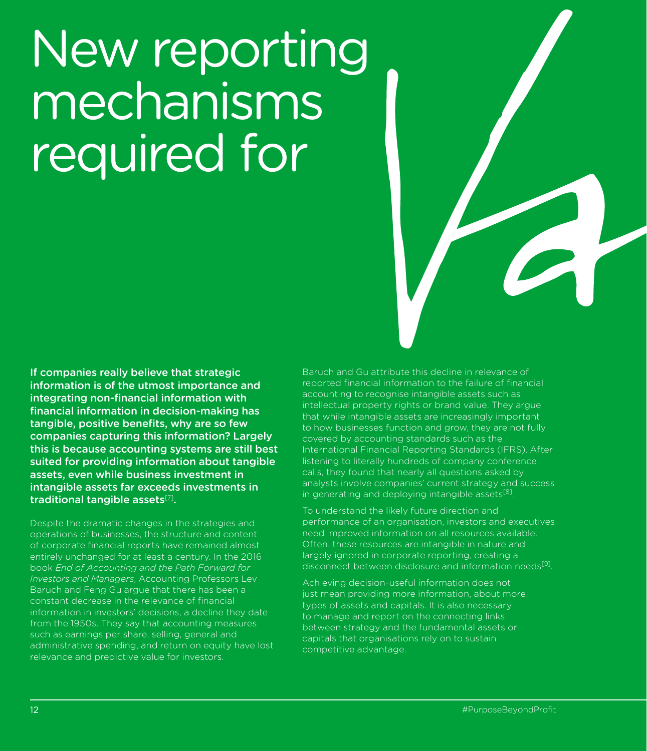# New reporting mechanisms required for

**If companies really believe that strategic information is of the utmost importance and integrating non-financial information with financial information in decision-making has tangible, positive benefits, why are so few companies capturing this information? Largely this is because accounting systems are still best suited for providing information about tangible assets, even while business investment in intangible assets far exceeds investments in traditional tangible assets[7].**

Despite the dramatic changes in the strategies and operations of businesses, the structure and content of corporate financial reports have remained almost entirely unchanged for at least a century. In the 2016 book *End of Accounting and the Path Forward for Investors and Managers*, Accounting Professors Lev Baruch and Feng Gu argue that there has been a constant decrease in the relevance of financial information in investors' decisions, a decline they date from the 1950s. They say that accounting measures such as earnings per share, selling, general and administrative spending, and return on equity have lost relevance and predictive value for investors.

Baruch and Gu attribute this decline in relevance of reported financial information to the failure of financial accounting to recognise intangible assets such as intellectual property rights or brand value. They argue that while intangible assets are increasingly important to how businesses function and grow, they are not fully covered by accounting standards such as the International Financial Reporting Standards (IFRS). After listening to literally hundreds of company conference calls, they found that nearly all questions asked by analysts involve companies' current strategy and success in generating and deploying intangible assets[8].

To understand the likely future direction and performance of an organisation, investors and executives need improved information on all resources available. Often, these resources are intangible in nature and largely ignored in corporate reporting, creating a disconnect between disclosure and information needs[9].

Achieving decision-useful information does not just mean providing more information, about more types of assets and capitals. It is also necessary to manage and report on the connecting links between strategy and the fundamental assets or capitals that organisations rely on to sustain competitive advantage.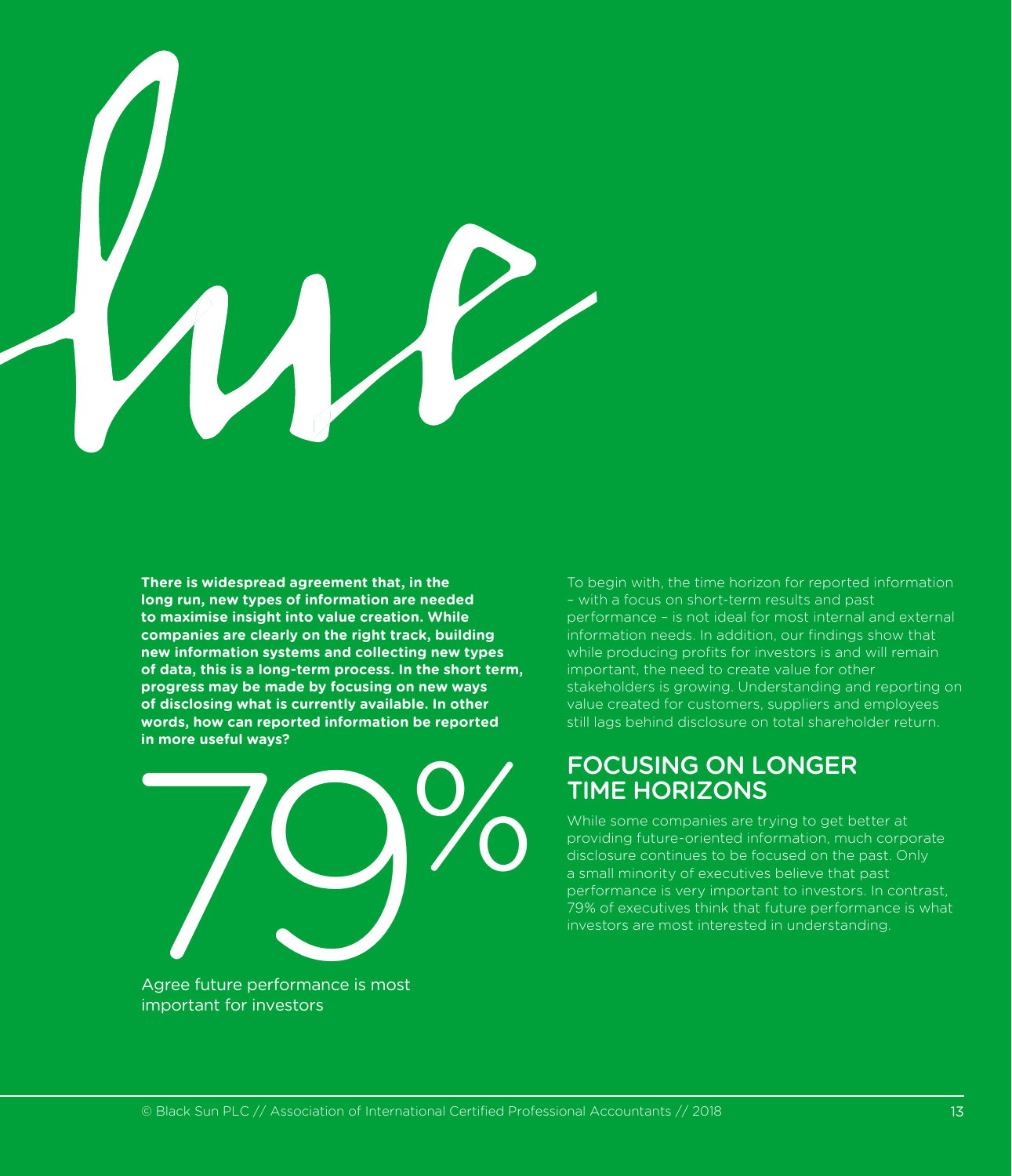**There is widespread agreement that, in the long run, new types of information are needed to maximise insight into value creation. While companies are clearly on the right track, building new information systems and collecting new types of data, this is a long-term process. In the short term, progress may be made by focusing on new ways of disclosing what is currently available. In other words, how can reported information be reported in more useful ways?**

79%

Agree future performance is most important for investors

To begin with, the time horizon for reported information – with a focus on short-term results and past performance – is not ideal for most internal and external information needs. In addition, our findings show that while producing profits for investors is and will remain important, the need to create value for other stakeholders is growing. Understanding and reporting on value created for customers, suppliers and employees still lags behind disclosure on total shareholder return.

## FOCUSING ON LONGER TIME HORIZONS

While some companies are trying to get better at providing future-oriented information, much corporate disclosure continues to be focused on the past. Only a small minority of executives believe that past performance is very important to investors. In contrast, 79% of executives think that future performance is what investors are most interested in understanding.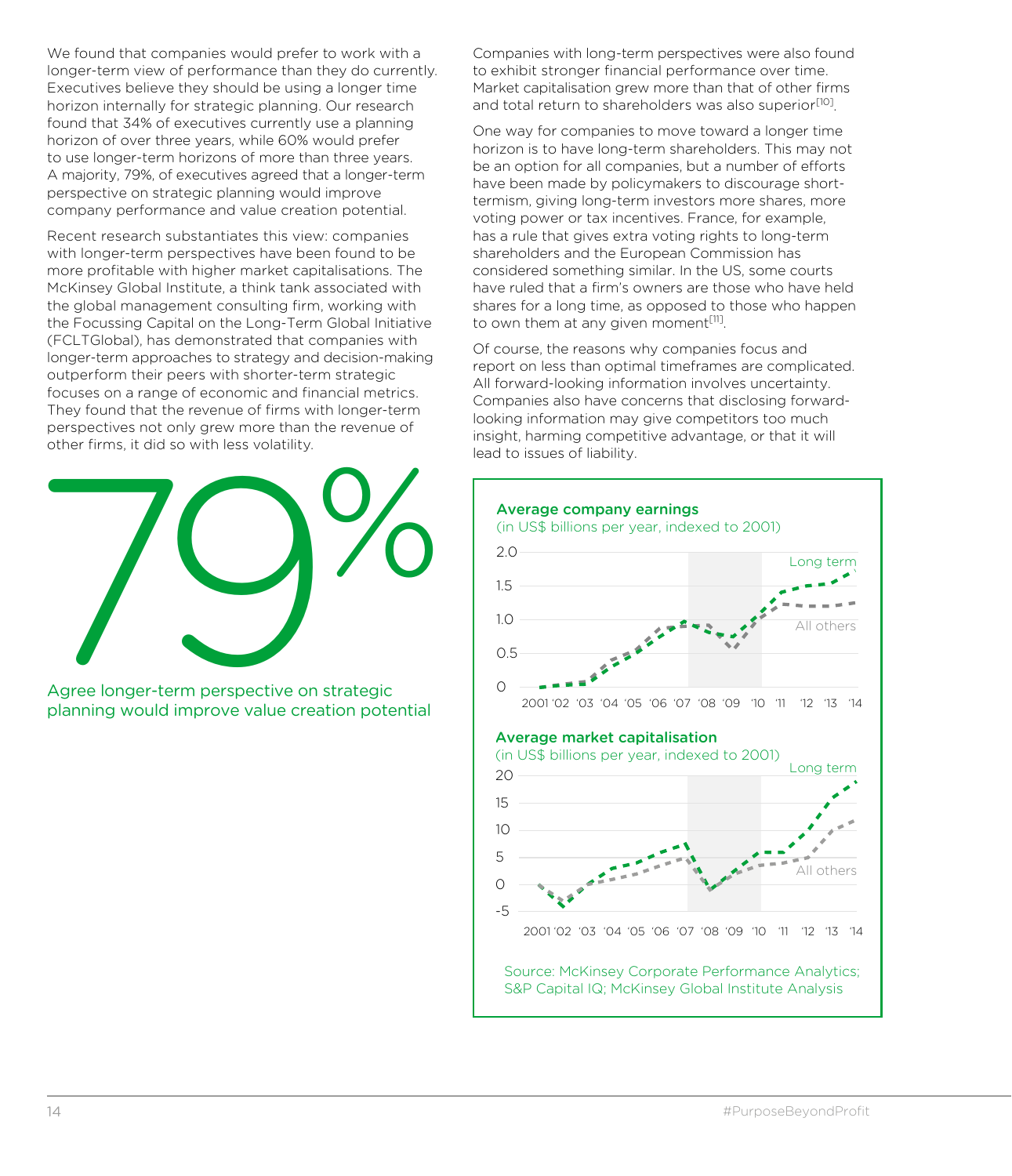We found that companies would prefer to work with a longer-term view of performance than they do currently. Executives believe they should be using a longer time horizon internally for strategic planning. Our research found that 34% of executives currently use a planning horizon of over three years, while 60% would prefer to use longer-term horizons of more than three years. A majority, 79%, of executives agreed that a longer-term perspective on strategic planning would improve company performance and value creation potential.

Recent research substantiates this view: companies with longer-term perspectives have been found to be more profitable with higher market capitalisations. The McKinsey Global Institute, a think tank associated with the global management consulting firm, working with the Focussing Capital on the Long-Term Global Initiative (FCLTGlobal), has demonstrated that companies with longer-term approaches to strategy and decision-making outperform their peers with shorter-term strategic focuses on a range of economic and financial metrics. They found that the revenue of firms with longer-term perspectives not only grew more than the revenue of other firms, it did so with less volatility.

**79%**

Agree longer-term perspective on strategic planning would improve value creation potential

Companies with long-term perspectives were also found to exhibit stronger financial performance over time. Market capitalisation grew more than that of other firms and total return to shareholders was also superior[10].

One way for companies to move toward a longer time horizon is to have long-term shareholders. This may not be an option for all companies, but a number of efforts have been made by policymakers to discourage short-termism, giving long-term investors more shares, more voting power or tax incentives. France, for example, has a rule that gives extra voting rights to long-term shareholders and the European Commission has considered something similar. In the US, some courts have ruled that a firm's owners are those who have held shares for a long time, as opposed to those who happen to own them at any given moment[11].

Of course, the reasons why companies focus and report on less than optimal timeframes are complicated. All forward-looking information involves uncertainty. Companies also have concerns that disclosing forward-looking information may give competitors too much insight, harming competitive advantage, or that it will lead to issues of liability.

**Average company earnings**
(in US$ billions per year, indexed to 2001)

**Average market capitalisation**
(in US$ billions per year, indexed to 2001)

Source: McKinsey Corporate Performance Analytics; S&P Capital IQ; McKinsey Global Institute Analysis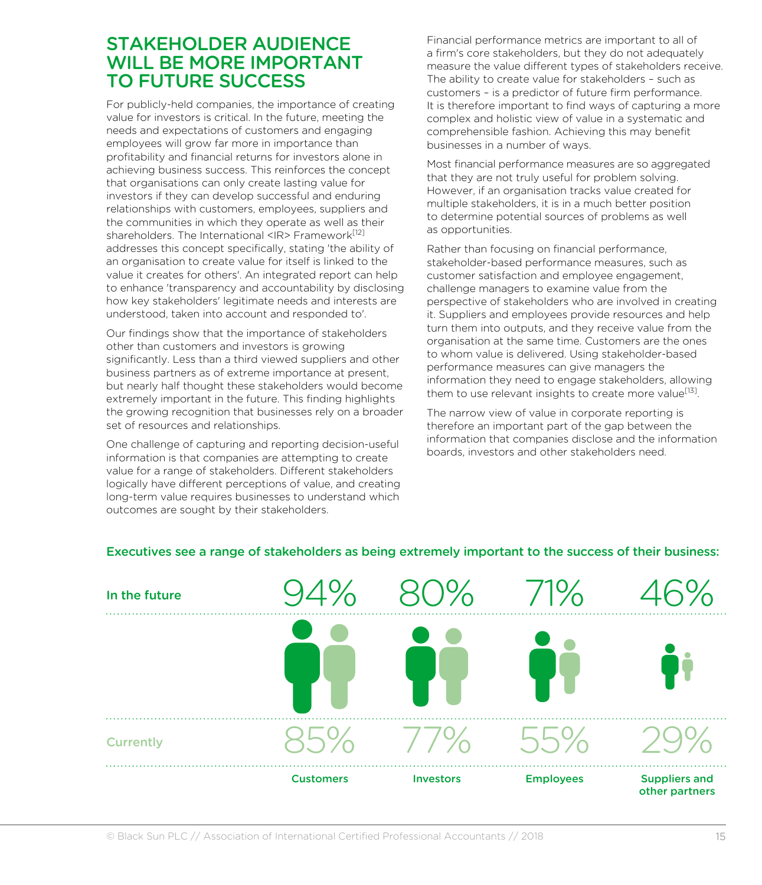# STAKEHOLDER AUDIENCE WILL BE MORE IMPORTANT TO FUTURE SUCCESS

For publicly-held companies, the importance of creating value for investors is critical. In the future, meeting the needs and expectations of customers and engaging employees will grow far more in importance than profitability and financial returns for investors alone in achieving business success. This reinforces the concept that organisations can only create lasting value for investors if they can develop successful and enduring relationships with customers, employees, suppliers and the communities in which they operate as well as their shareholders. The International <IR> Framework[12] addresses this concept specifically, stating 'the ability of an organisation to create value for itself is linked to the value it creates for others'. An integrated report can help to enhance 'transparency and accountability by disclosing how key stakeholders' legitimate needs and interests are understood, taken into account and responded to'.

Our findings show that the importance of stakeholders other than customers and investors is growing significantly. Less than a third viewed suppliers and other business partners as of extreme importance at present, but nearly half thought these stakeholders would become extremely important in the future. This finding highlights the growing recognition that businesses rely on a broader set of resources and relationships.

One challenge of capturing and reporting decision-useful information is that companies are attempting to create value for a range of stakeholders. Different stakeholders logically have different perceptions of value, and creating long-term value requires businesses to understand which outcomes are sought by their stakeholders.

Financial performance metrics are important to all of a firm's core stakeholders, but they do not adequately measure the value different types of stakeholders receive. The ability to create value for stakeholders – such as customers – is a predictor of future firm performance. It is therefore important to find ways of capturing a more complex and holistic view of value in a systematic and comprehensible fashion. Achieving this may benefit businesses in a number of ways.

Most financial performance measures are so aggregated that they are not truly useful for problem solving. However, if an organisation tracks value created for multiple stakeholders, it is in a much better position to determine potential sources of problems as well as opportunities.

Rather than focusing on financial performance, stakeholder-based performance measures, such as customer satisfaction and employee engagement, challenge managers to examine value from the perspective of stakeholders who are involved in creating it. Suppliers and employees provide resources and help turn them into outputs, and they receive value from the organisation at the same time. Customers are the ones to whom value is delivered. Using stakeholder-based performance measures can give managers the information they need to engage stakeholders, allowing them to use relevant insights to create more value[13].

The narrow view of value in corporate reporting is therefore an important part of the gap between the information that companies disclose and the information boards, investors and other stakeholders need.

**Executives see a range of stakeholders as being extremely important to the success of their business:**

| | Customers | Investors | Employees | Suppliers and other partners |
|---|---|---|---|---|
| In the future | 94% | 80% | 71% | 46% |
| Currently | 85% | 77% | 55% | 29% |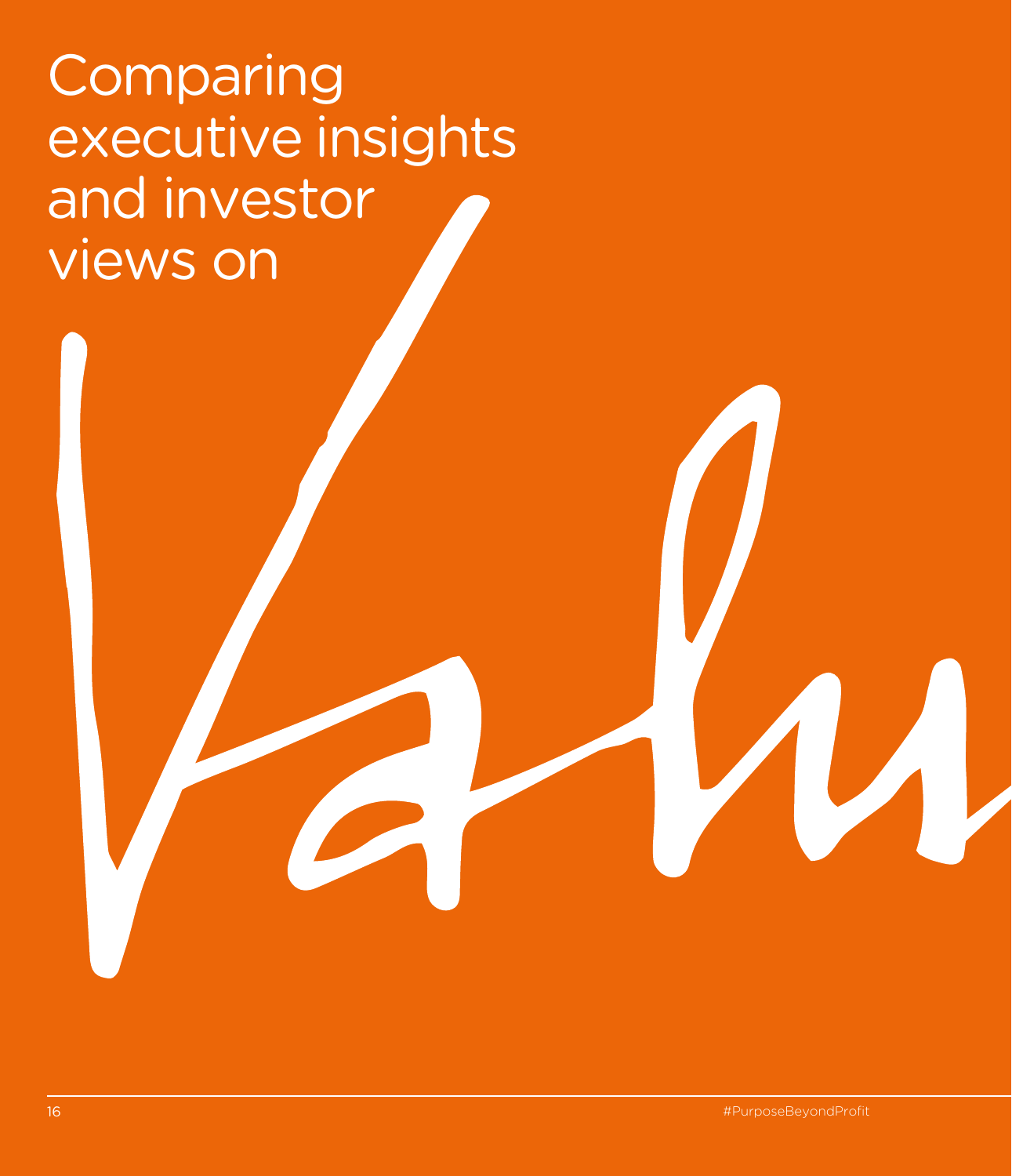# Comparing executive insights and investor views on

Valu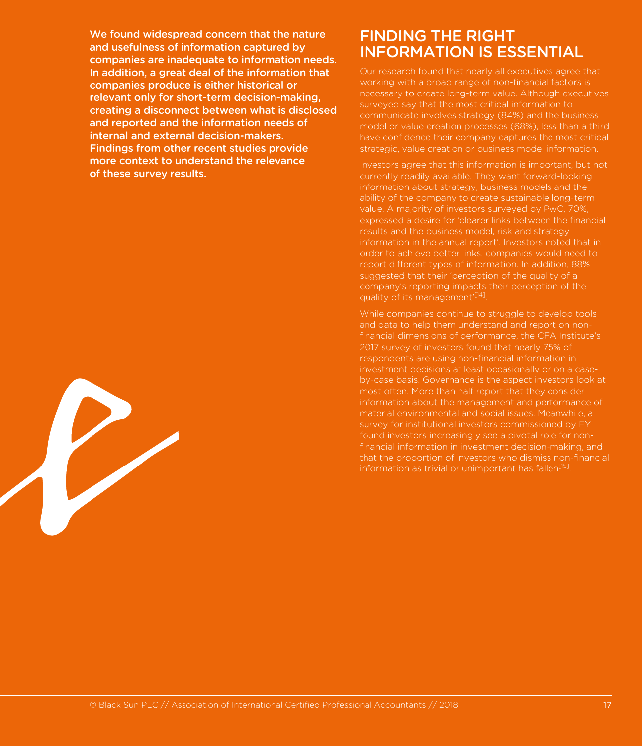**We found widespread concern that the nature and usefulness of information captured by companies are inadequate to information needs. In addition, a great deal of the information that companies produce is either historical or relevant only for short-term decision-making, creating a disconnect between what is disclosed and reported and the information needs of internal and external decision-makers. Findings from other recent studies provide more context to understand the relevance of these survey results.**

## FINDING THE RIGHT INFORMATION IS ESSENTIAL

Our research found that nearly all executives agree that working with a broad range of non-financial factors is necessary to create long-term value. Although executives surveyed say that the most critical information to communicate involves strategy (84%) and the business model or value creation processes (68%), less than a third have confidence their company captures the most critical strategic, value creation or business model information.

Investors agree that this information is important, but not currently readily available. They want forward-looking information about strategy, business models and the ability of the company to create sustainable long-term value. A majority of investors surveyed by PwC, 70%, expressed a desire for 'clearer links between the financial results and the business model, risk and strategy information in the annual report'. Investors noted that in order to achieve better links, companies would need to report different types of information. In addition, 88% suggested that their 'perception of the quality of a company's reporting impacts their perception of the quality of its management'[14].

While companies continue to struggle to develop tools and data to help them understand and report on non-financial dimensions of performance, the CFA Institute's 2017 survey of investors found that nearly 75% of respondents are using non-financial information in investment decisions at least occasionally or on a case-by-case basis. Governance is the aspect investors look at most often. More than half report that they consider information about the management and performance of material environmental and social issues. Meanwhile, a survey for institutional investors commissioned by EY found investors increasingly see a pivotal role for non-financial information in investment decision-making, and that the proportion of investors who dismiss non-financial information as trivial or unimportant has fallen[15].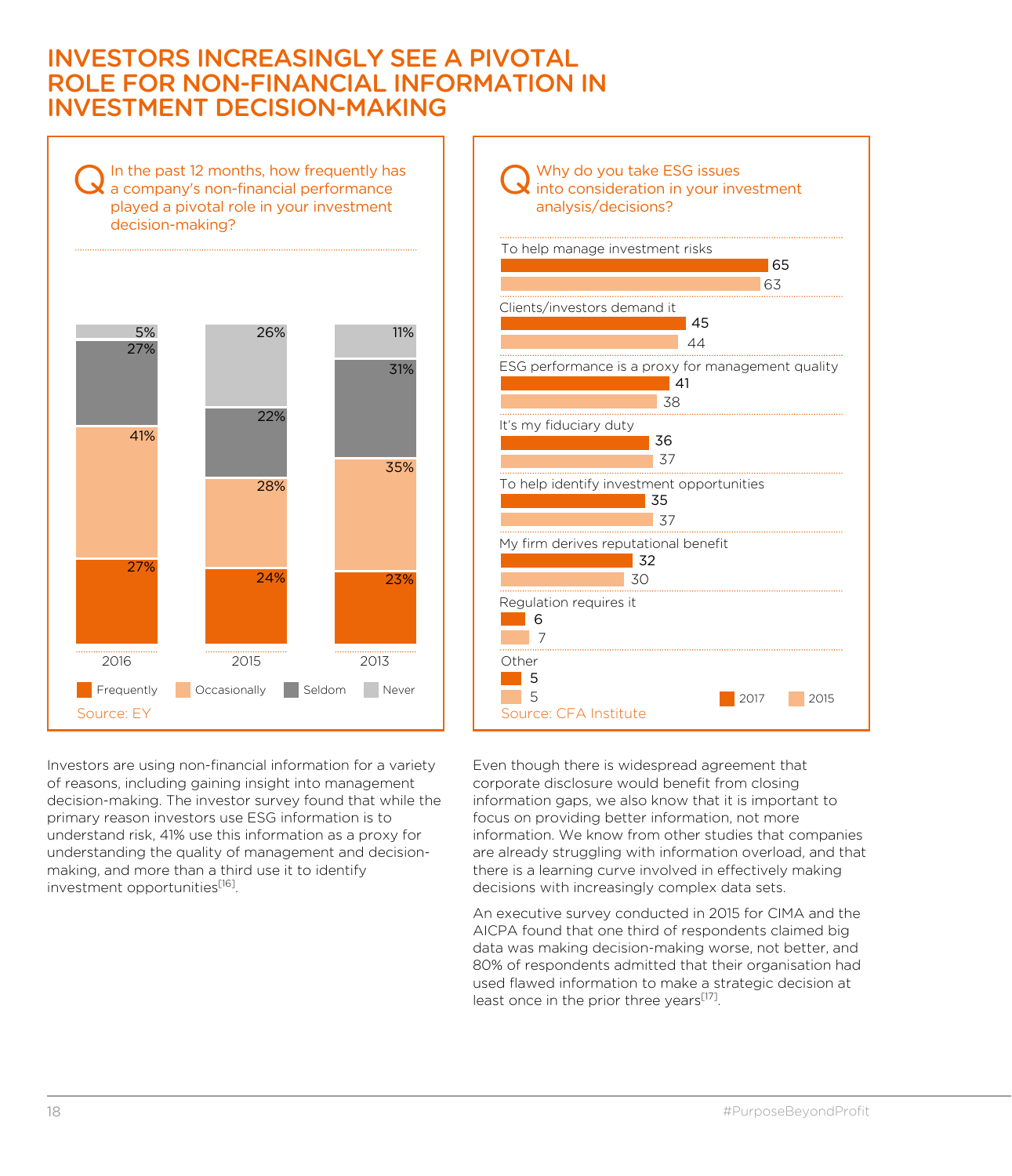# INVESTORS INCREASINGLY SEE A PIVOTAL ROLE FOR NON-FINANCIAL INFORMATION IN INVESTMENT DECISION-MAKING

**Q In the past 12 months, how frequently has a company's non-financial performance played a pivotal role in your investment decision-making?**

| | 2016 | 2015 | 2013 |
|---|---|---|---|
| Frequently | 27% | 24% | 23% |
| Occasionally | 41% | 28% | 35% |
| Seldom | 27% | 22% | 31% |
| Never | 5% | 26% | 11% |

Source: EY

**Q Why do you take ESG issues into consideration in your investment analysis/decisions?**

| | 2017 | 2015 |
|---|---|---|
| To help manage investment risks | 65 | 63 |
| Clients/investors demand it | 45 | 44 |
| ESG performance is a proxy for management quality | 41 | 38 |
| It's my fiduciary duty | 36 | 37 |
| To help identify investment opportunities | 35 | 37 |
| My firm derives reputational benefit | 32 | 30 |
| Regulation requires it | 6 | 7 |
| Other | 5 | 5 |

Source: CFA Institute

Investors are using non-financial information for a variety of reasons, including gaining insight into management decision-making. The investor survey found that while the primary reason investors use ESG information is to understand risk, 41% use this information as a proxy for understanding the quality of management and decision-making, and more than a third use it to identify investment opportunities[16].

Even though there is widespread agreement that corporate disclosure would benefit from closing information gaps, we also know that it is important to focus on providing better information, not more information. We know from other studies that companies are already struggling with information overload, and that there is a learning curve involved in effectively making decisions with increasingly complex data sets.

An executive survey conducted in 2015 for CIMA and the AICPA found that one third of respondents claimed big data was making decision-making worse, not better, and 80% of respondents admitted that their organisation had used flawed information to make a strategic decision at least once in the prior three years[17].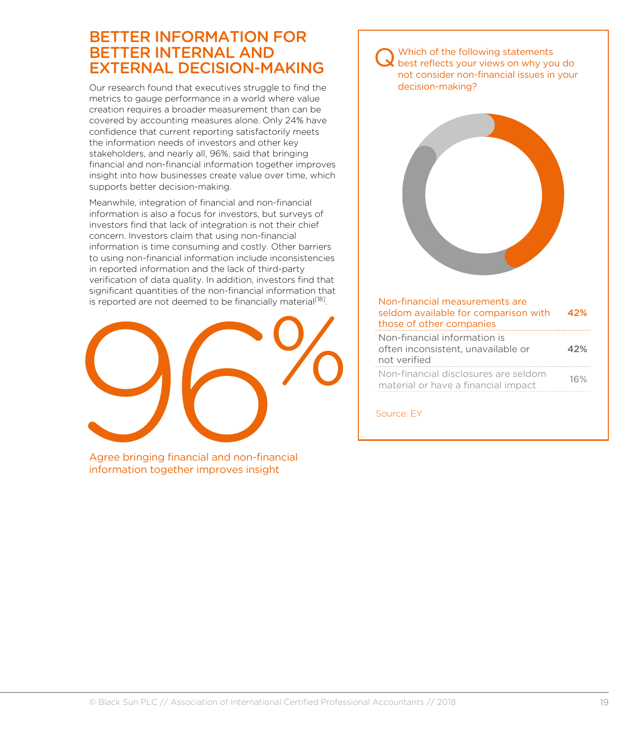## BETTER INFORMATION FOR BETTER INTERNAL AND EXTERNAL DECISION-MAKING

Our research found that executives struggle to find the metrics to gauge performance in a world where value creation requires a broader measurement than can be covered by accounting measures alone. Only 24% have confidence that current reporting satisfactorily meets the information needs of investors and other key stakeholders, and nearly all, 96%, said that bringing financial and non-financial information together improves insight into how businesses create value over time, which supports better decision-making.

Meanwhile, integration of financial and non-financial information is also a focus for investors, but surveys of investors find that lack of integration is not their chief concern. Investors claim that using non-financial information is time consuming and costly. Other barriers to using non-financial information include inconsistencies in reported information and the lack of third-party verification of data quality. In addition, investors find that significant quantities of the non-financial information that is reported are not deemed to be financially material[18].

**96%**

Agree bringing financial and non-financial information together improves insight

**Q** Which of the following statements best reflects your views on why you do not consider non-financial issues in your decision-making?

| Statement | % |
|---|---|
| Non-financial measurements are seldom available for comparison with those of other companies | 42% |
| Non-financial information is often inconsistent, unavailable or not verified | 42% |
| Non-financial disclosures are seldom material or have a financial impact | 16% |

Source: EY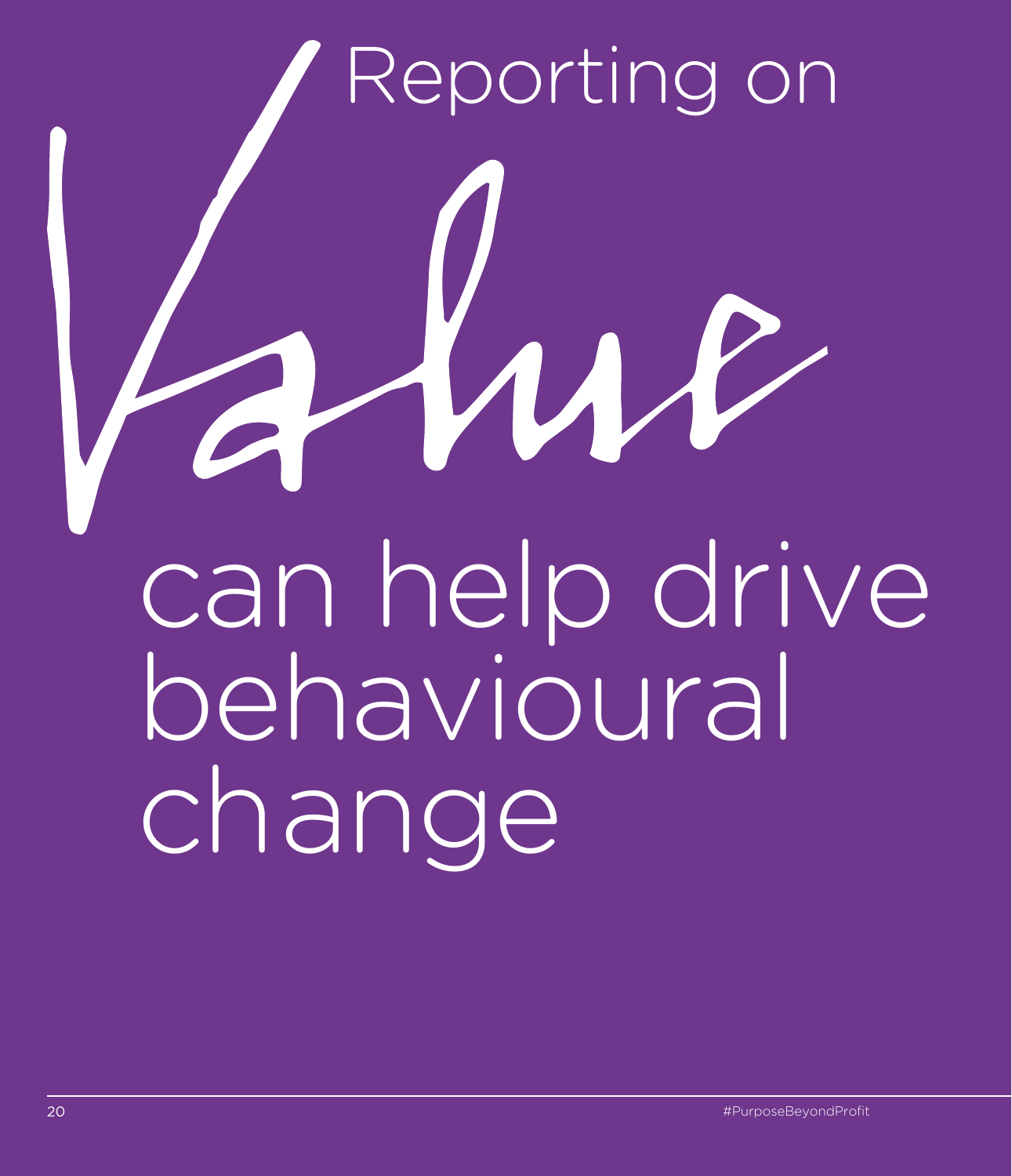# Reporting on Value can help drive behavioural change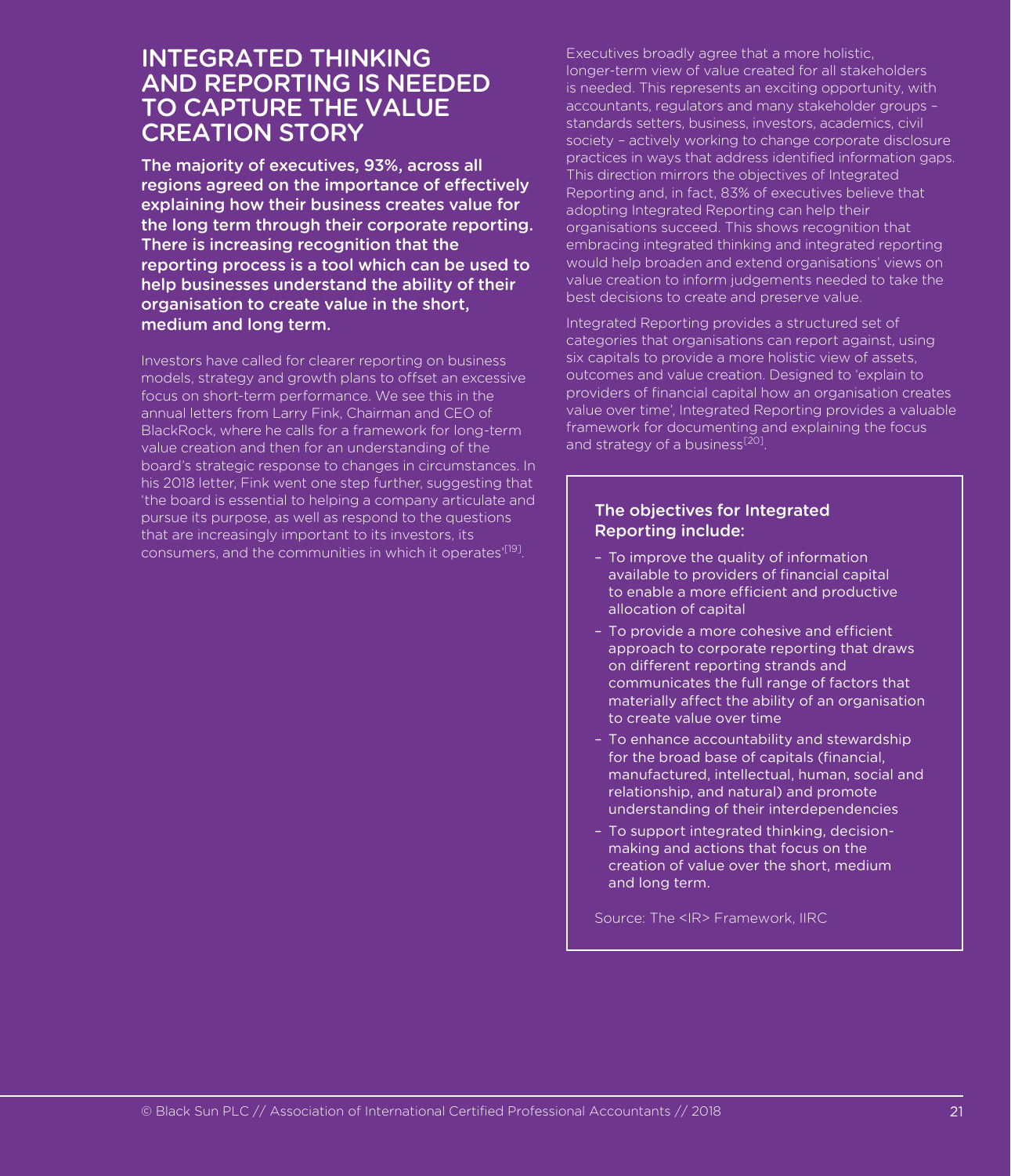# INTEGRATED THINKING AND REPORTING IS NEEDED TO CAPTURE THE VALUE CREATION STORY

**The majority of executives, 93%, across all regions agreed on the importance of effectively explaining how their business creates value for the long term through their corporate reporting. There is increasing recognition that the reporting process is a tool which can be used to help businesses understand the ability of their organisation to create value in the short, medium and long term.**

Investors have called for clearer reporting on business models, strategy and growth plans to offset an excessive focus on short-term performance. We see this in the annual letters from Larry Fink, Chairman and CEO of BlackRock, where he calls for a framework for long-term value creation and then for an understanding of the board's strategic response to changes in circumstances. In his 2018 letter, Fink went one step further, suggesting that 'the board is essential to helping a company articulate and pursue its purpose, as well as respond to the questions that are increasingly important to its investors, its consumers, and the communities in which it operates'[19].

Executives broadly agree that a more holistic, longer-term view of value created for all stakeholders is needed. This represents an exciting opportunity, with accountants, regulators and many stakeholder groups – standards setters, business, investors, academics, civil society – actively working to change corporate disclosure practices in ways that address identified information gaps. This direction mirrors the objectives of Integrated Reporting and, in fact, 83% of executives believe that adopting Integrated Reporting can help their organisations succeed. This shows recognition that embracing integrated thinking and integrated reporting would help broaden and extend organisations' views on value creation to inform judgements needed to take the best decisions to create and preserve value.

Integrated Reporting provides a structured set of categories that organisations can report against, using six capitals to provide a more holistic view of assets, outcomes and value creation. Designed to 'explain to providers of financial capital how an organisation creates value over time', Integrated Reporting provides a valuable framework for documenting and explaining the focus and strategy of a business[20].

### The objectives for Integrated Reporting include:

- To improve the quality of information available to providers of financial capital to enable a more efficient and productive allocation of capital
- To provide a more cohesive and efficient approach to corporate reporting that draws on different reporting strands and communicates the full range of factors that materially affect the ability of an organisation to create value over time
- To enhance accountability and stewardship for the broad base of capitals (financial, manufactured, intellectual, human, social and relationship, and natural) and promote understanding of their interdependencies
- To support integrated thinking, decision-making and actions that focus on the creation of value over the short, medium and long term.

Source: The <IR> Framework, IIRC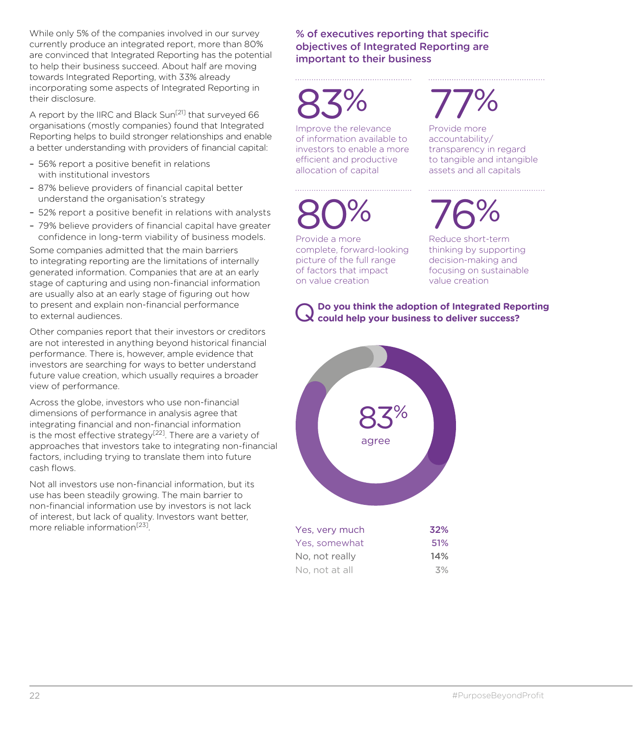While only 5% of the companies involved in our survey currently produce an integrated report, more than 80% are convinced that Integrated Reporting has the potential to help their business succeed. About half are moving towards Integrated Reporting, with 33% already incorporating some aspects of Integrated Reporting in their disclosure.

A report by the IIRC and Black Sun[21] that surveyed 66 organisations (mostly companies) found that Integrated Reporting helps to build stronger relationships and enable a better understanding with providers of financial capital:

- 56% report a positive benefit in relations with institutional investors
- 87% believe providers of financial capital better understand the organisation's strategy
- 52% report a positive benefit in relations with analysts
- 79% believe providers of financial capital have greater confidence in long-term viability of business models.

Some companies admitted that the main barriers to integrating reporting are the limitations of internally generated information. Companies that are at an early stage of capturing and using non-financial information are usually also at an early stage of figuring out how to present and explain non-financial performance to external audiences.

Other companies report that their investors or creditors are not interested in anything beyond historical financial performance. There is, however, ample evidence that investors are searching for ways to better understand future value creation, which usually requires a broader view of performance.

Across the globe, investors who use non-financial dimensions of performance in analysis agree that integrating financial and non-financial information is the most effective strategy[22]. There are a variety of approaches that investors take to integrating non-financial factors, including trying to translate them into future cash flows.

Not all investors use non-financial information, but its use has been steadily growing. The main barrier to non-financial information use by investors is not lack of interest, but lack of quality. Investors want better, more reliable information[23].

## % of executives reporting that specific objectives of Integrated Reporting are important to their business

**83%**
Improve the relevance of information available to investors to enable a more efficient and productive allocation of capital

**77%**
Provide more accountability/ transparency in regard to tangible and intangible assets and all capitals

**80%**
Provide a more complete, forward-looking picture of the full range of factors that impact on value creation

**76%**
Reduce short-term thinking by supporting decision-making and focusing on sustainable value creation

**Q Do you think the adoption of Integrated Reporting could help your business to deliver success?**

83% agree

| | |
|---|---|
| Yes, very much | 32% |
| Yes, somewhat | 51% |
| No, not really | 14% |
| No, not at all | 3% |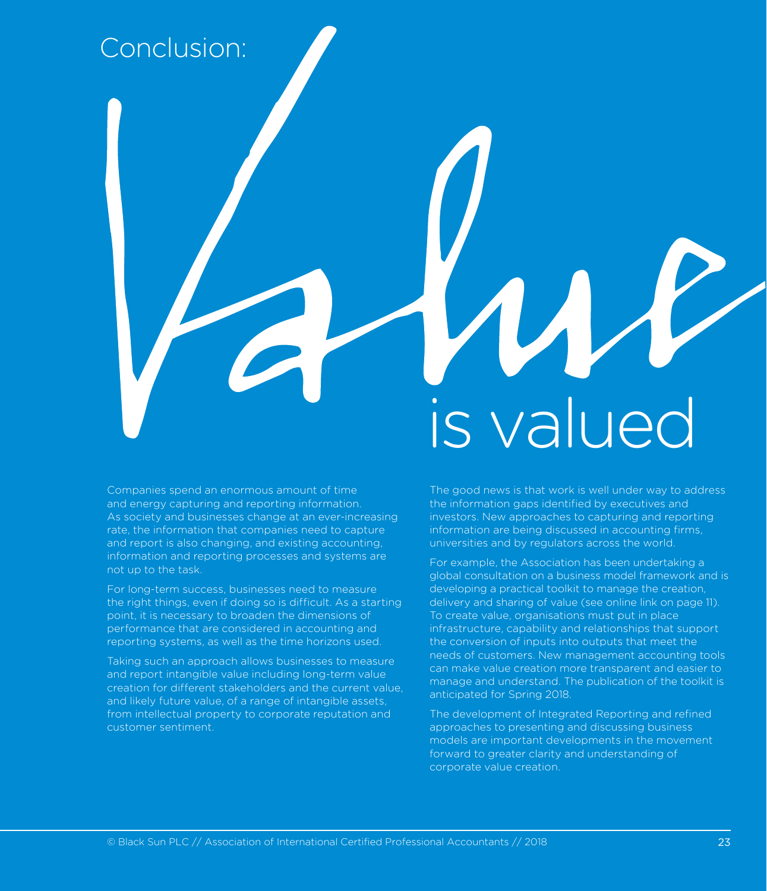# Conclusion: Value is valued

Companies spend an enormous amount of time and energy capturing and reporting information. As society and businesses change at an ever-increasing rate, the information that companies need to capture and report is also changing, and existing accounting, information and reporting processes and systems are not up to the task.

For long-term success, businesses need to measure the right things, even if doing so is difficult. As a starting point, it is necessary to broaden the dimensions of performance that are considered in accounting and reporting systems, as well as the time horizons used.

Taking such an approach allows businesses to measure and report intangible value including long-term value creation for different stakeholders and the current value, and likely future value, of a range of intangible assets, from intellectual property to corporate reputation and customer sentiment.

The good news is that work is well under way to address the information gaps identified by executives and investors. New approaches to capturing and reporting information are being discussed in accounting firms, universities and by regulators across the world.

For example, the Association has been undertaking a global consultation on a business model framework and is developing a practical toolkit to manage the creation, delivery and sharing of value (see online link on page 11). To create value, organisations must put in place infrastructure, capability and relationships that support the conversion of inputs into outputs that meet the needs of customers. New management accounting tools can make value creation more transparent and easier to manage and understand. The publication of the toolkit is anticipated for Spring 2018.

The development of Integrated Reporting and refined approaches to presenting and discussing business models are important developments in the movement forward to greater clarity and understanding of corporate value creation.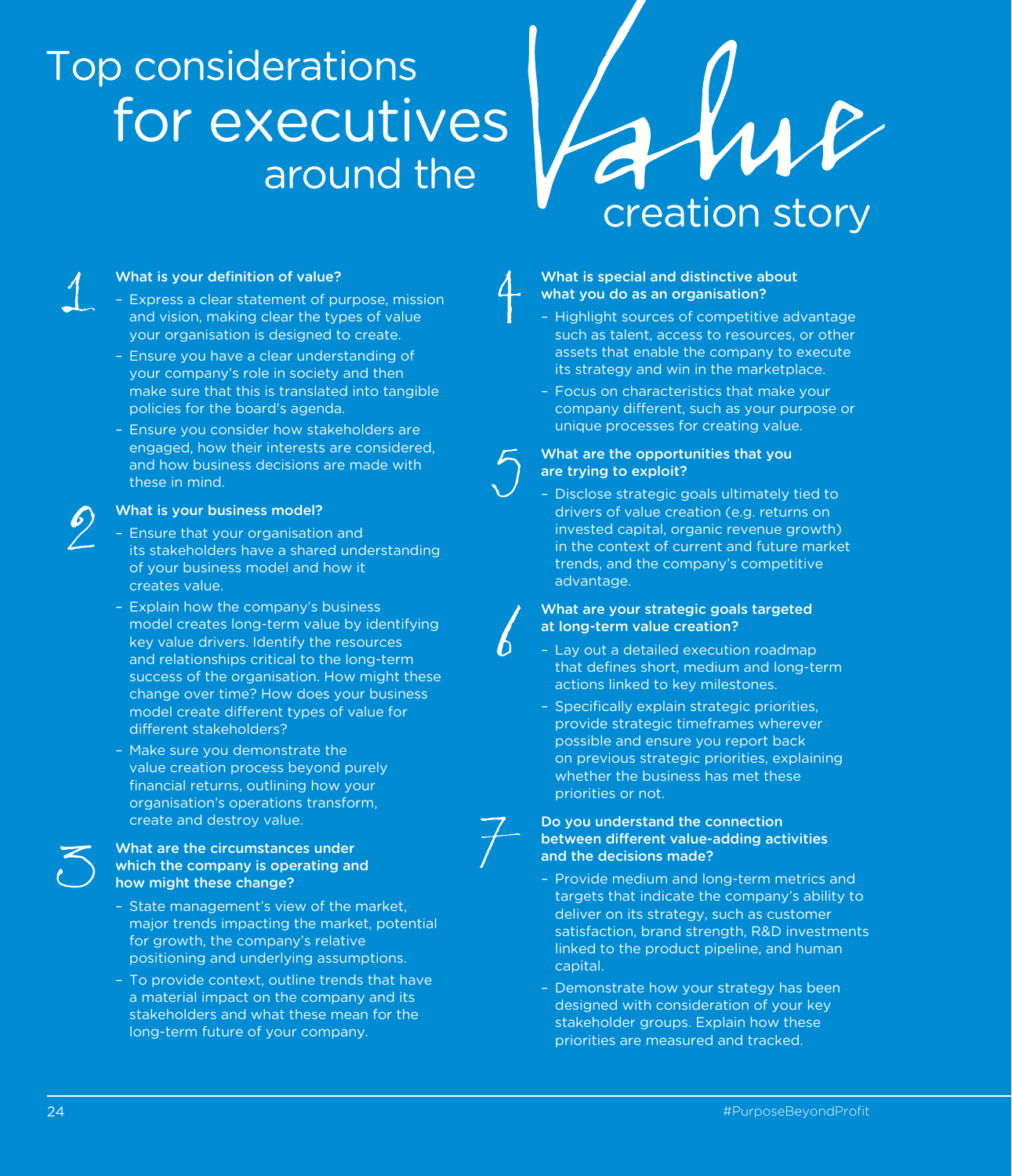# Top considerations for executives around the Value creation story

### 1. What is your definition of value?

- Express a clear statement of purpose, mission and vision, making clear the types of value your organisation is designed to create.
- Ensure you have a clear understanding of your company's role in society and then make sure that this is translated into tangible policies for the board's agenda.
- Ensure you consider how stakeholders are engaged, how their interests are considered, and how business decisions are made with these in mind.

### 2. What is your business model?

- Ensure that your organisation and its stakeholders have a shared understanding of your business model and how it creates value.
- Explain how the company's business model creates long-term value by identifying key value drivers. Identify the resources and relationships critical to the long-term success of the organisation. How might these change over time? How does your business model create different types of value for different stakeholders?
- Make sure you demonstrate the value creation process beyond purely financial returns, outlining how your organisation's operations transform, create and destroy value.

### 3. What are the circumstances under which the company is operating and how might these change?

- State management's view of the market, major trends impacting the market, potential for growth, the company's relative positioning and underlying assumptions.
- To provide context, outline trends that have a material impact on the company and its stakeholders and what these mean for the long-term future of your company.

### 4. What is special and distinctive about what you do as an organisation?

- Highlight sources of competitive advantage such as talent, access to resources, or other assets that enable the company to execute its strategy and win in the marketplace.
- Focus on characteristics that make your company different, such as your purpose or unique processes for creating value.

### 5. What are the opportunities that you are trying to exploit?

- Disclose strategic goals ultimately tied to drivers of value creation (e.g. returns on invested capital, organic revenue growth) in the context of current and future market trends, and the company's competitive advantage.

### 6. What are your strategic goals targeted at long-term value creation?

- Lay out a detailed execution roadmap that defines short, medium and long-term actions linked to key milestones.
- Specifically explain strategic priorities, provide strategic timeframes wherever possible and ensure you report back on previous strategic priorities, explaining whether the business has met these priorities or not.

### 7. Do you understand the connection between different value-adding activities and the decisions made?

- Provide medium and long-term metrics and targets that indicate the company's ability to deliver on its strategy, such as customer satisfaction, brand strength, R&D investments linked to the product pipeline, and human capital.
- Demonstrate how your strategy has been designed with consideration of your key stakeholder groups. Explain how these priorities are measured and tracked.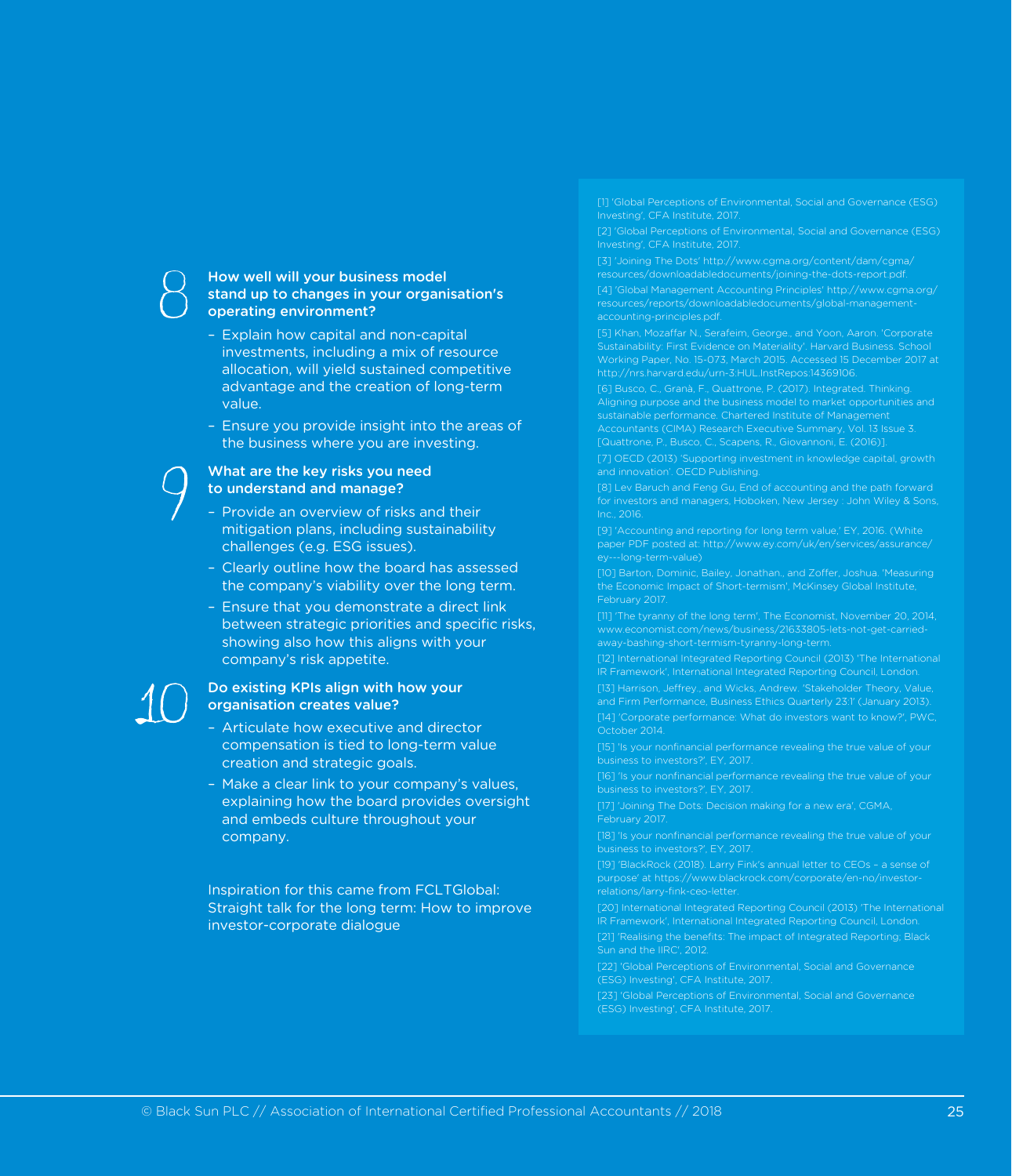## 8 How well will your business model stand up to changes in your organisation's operating environment?

- Explain how capital and non-capital investments, including a mix of resource allocation, will yield sustained competitive advantage and the creation of long-term value.
- Ensure you provide insight into the areas of the business where you are investing.

## 9 What are the key risks you need to understand and manage?

- Provide an overview of risks and their mitigation plans, including sustainability challenges (e.g. ESG issues).
- Clearly outline how the board has assessed the company's viability over the long term.
- Ensure that you demonstrate a direct link between strategic priorities and specific risks, showing also how this aligns with your company's risk appetite.

## 10 Do existing KPIs align with how your organisation creates value?

- Articulate how executive and director compensation is tied to long-term value creation and strategic goals.
- Make a clear link to your company's values, explaining how the board provides oversight and embeds culture throughout your company.

Inspiration for this came from FCLTGlobal: Straight talk for the long term: How to improve investor-corporate dialogue

[1] 'Global Perceptions of Environmental, Social and Governance (ESG) Investing', CFA Institute, 2017.

[2] 'Global Perceptions of Environmental, Social and Governance (ESG) Investing', CFA Institute, 2017.

[3] 'Joining The Dots' http://www.cgma.org/content/dam/cgma/resources/downloadabledocuments/joining-the-dots-report.pdf.

[4] 'Global Management Accounting Principles' http://www.cgma.org/resources/reports/downloadabledocuments/global-management-accounting-principles.pdf.

[5] Khan, Mozaffar N., Serafeim, George., and Yoon, Aaron. 'Corporate Sustainability: First Evidence on Materiality'. Harvard Business. School Working Paper, No. 15-073, March 2015. Accessed 15 December 2017 at http://nrs.harvard.edu/urn-3:HUL.InstRepos:14369106.

[6] Busco, C., Granà, F., Quattrone, P. (2017). Integrated. Thinking. Aligning purpose and the business model to market opportunities and sustainable performance. Chartered Institute of Management Accountants (CIMA) Research Executive Summary, Vol. 13 Issue 3. [Quattrone, P., Busco, C., Scapens, R., Giovannoni, E. (2016)].

[7] OECD (2013) 'Supporting investment in knowledge capital, growth and innovation'. OECD Publishing.

[8] Lev Baruch and Feng Gu, End of accounting and the path forward for investors and managers, Hoboken, New Jersey : John Wiley & Sons, Inc., 2016.

[9] 'Accounting and reporting for long term value,' EY, 2016. (White paper PDF posted at: http://www.ey.com/uk/en/services/assurance/ey---long-term-value)

[10] Barton, Dominic, Bailey, Jonathan., and Zoffer, Joshua. 'Measuring the Economic Impact of Short-termism', McKinsey Global Institute, February 2017.

[11] 'The tyranny of the long term', The Economist, November 20, 2014, www.economist.com/news/business/21633805-lets-not-get-carried-away-bashing-short-termism-tyranny-long-term.

[12] International Integrated Reporting Council (2013) 'The International IR Framework', International Integrated Reporting Council, London.

[13] Harrison, Jeffrey., and Wicks, Andrew. 'Stakeholder Theory, Value, and Firm Performance, Business Ethics Quarterly 23:1' (January 2013).

[14] 'Corporate performance: What do investors want to know?', PWC, October 2014.

[15] 'Is your nonfinancial performance revealing the true value of your business to investors?', EY, 2017.

[16] 'Is your nonfinancial performance revealing the true value of your business to investors?', EY, 2017.

[17] 'Joining The Dots: Decision making for a new era', CGMA, February 2017.

[18] 'Is your nonfinancial performance revealing the true value of your business to investors?', EY, 2017.

[19] 'BlackRock (2018). Larry Fink's annual letter to CEOs – a sense of purpose' at https://www.blackrock.com/corporate/en-no/investor-relations/larry-fink-ceo-letter.

[20] International Integrated Reporting Council (2013) 'The International IR Framework', International Integrated Reporting Council, London.

[21] 'Realising the benefits: The impact of Integrated Reporting; Black Sun and the IIRC', 2012.

[22] 'Global Perceptions of Environmental, Social and Governance (ESG) Investing', CFA Institute, 2017.

[23] 'Global Perceptions of Environmental, Social and Governance (ESG) Investing', CFA Institute, 2017.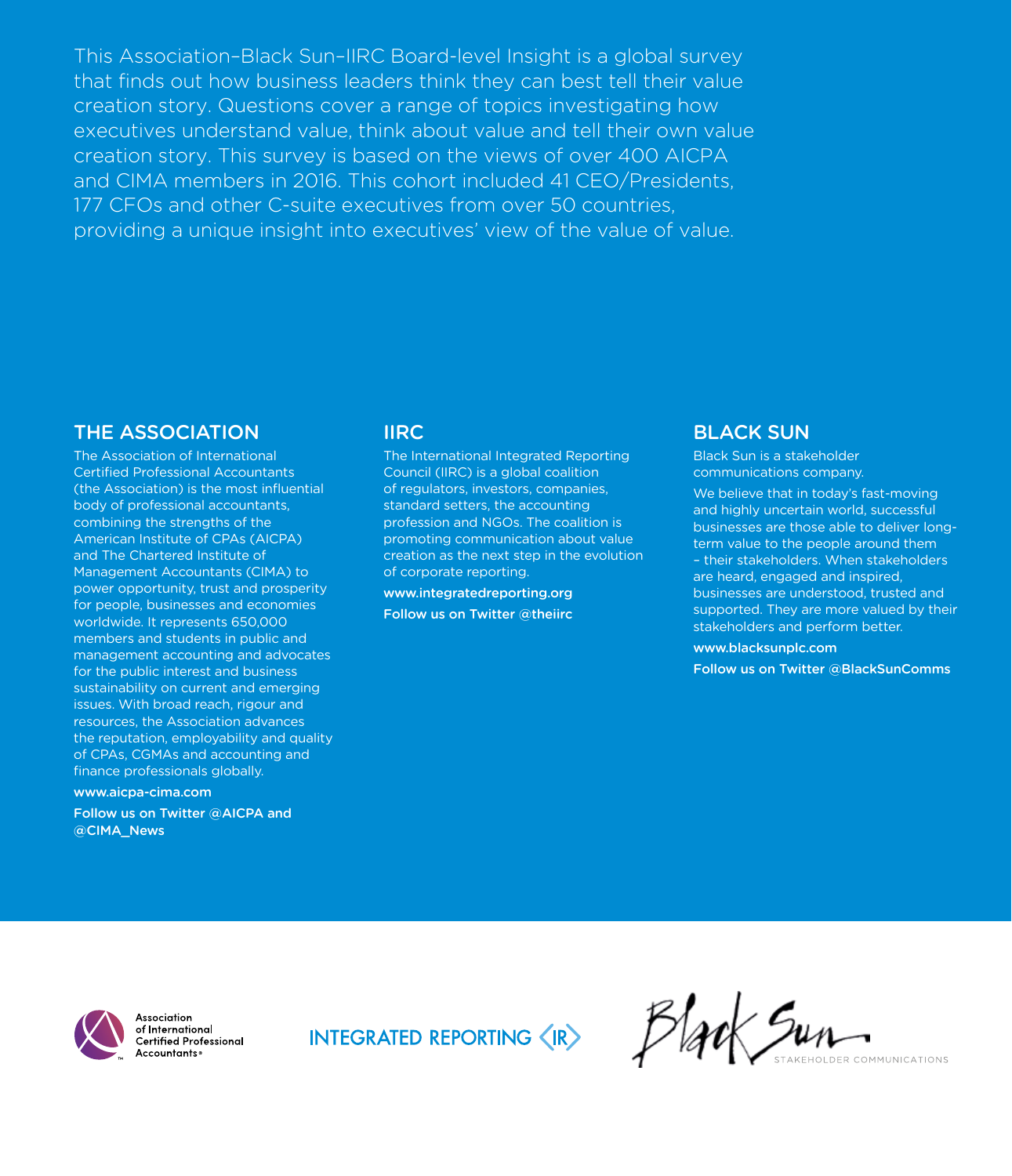This Association–Black Sun–IIRC Board-level Insight is a global survey that finds out how business leaders think they can best tell their value creation story. Questions cover a range of topics investigating how executives understand value, think about value and tell their own value creation story. This survey is based on the views of over 400 AICPA and CIMA members in 2016. This cohort included 41 CEO/Presidents, 177 CFOs and other C-suite executives from over 50 countries, providing a unique insight into executives' view of the value of value.

## THE ASSOCIATION

The Association of International Certified Professional Accountants (the Association) is the most influential body of professional accountants, combining the strengths of the American Institute of CPAs (AICPA) and The Chartered Institute of Management Accountants (CIMA) to power opportunity, trust and prosperity for people, businesses and economies worldwide. It represents 650,000 members and students in public and management accounting and advocates for the public interest and business sustainability on current and emerging issues. With broad reach, rigour and resources, the Association advances the reputation, employability and quality of CPAs, CGMAs and accounting and finance professionals globally.

**www.aicpa-cima.com**

**Follow us on Twitter @AICPA and @CIMA_News**

## IIRC

The International Integrated Reporting Council (IIRC) is a global coalition of regulators, investors, companies, standard setters, the accounting profession and NGOs. The coalition is promoting communication about value creation as the next step in the evolution of corporate reporting.

**www.integratedreporting.org**

**Follow us on Twitter @theiirc**

## BLACK SUN

Black Sun is a stakeholder communications company.

We believe that in today's fast-moving and highly uncertain world, successful businesses are those able to deliver long-term value to the people around them – their stakeholders. When stakeholders are heard, engaged and inspired, businesses are understood, trusted and supported. They are more valued by their stakeholders and perform better.

**www.blacksunplc.com**

**Follow us on Twitter @BlackSunComms**

Association of International Certified Professional Accountants

INTEGRATED REPORTING ‹IR›

Black Sun STAKEHOLDER COMMUNICATIONS